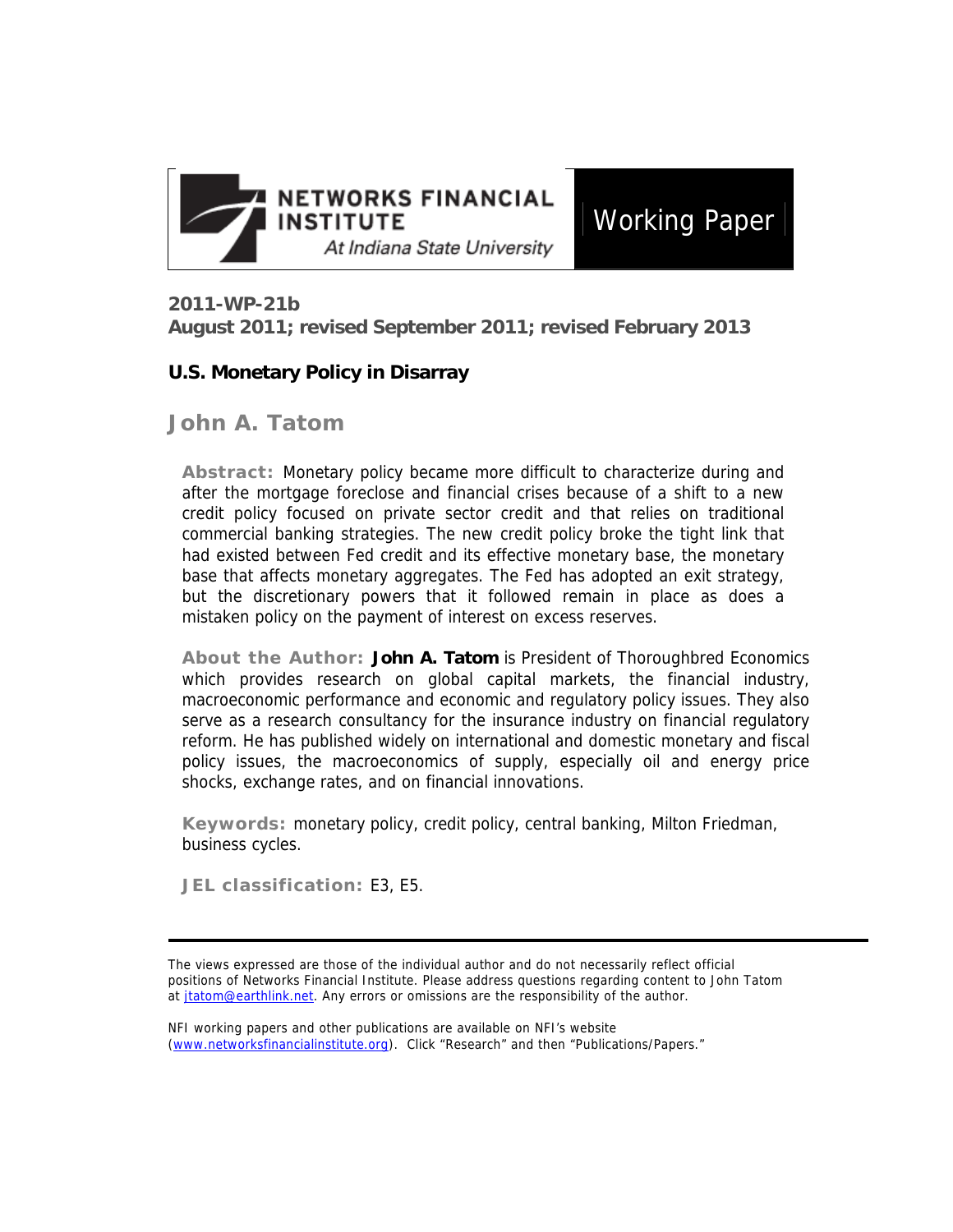NETWORKS FINANCIAL INSTITUTE

*At Indiana State University*

Working Paper

**2011-WP-21b**
**August 2011; revised September 2011; revised February 2013**

# U.S. Monetary Policy in Disarray

## John A. Tatom

**Abstract:** Monetary policy became more difficult to characterize during and after the mortgage foreclose and financial crises because of a shift to a new credit policy focused on private sector credit and that relies on traditional commercial banking strategies. The new credit policy broke the tight link that had existed between Fed credit and its effective monetary base, the monetary base that affects monetary aggregates. The Fed has adopted an exit strategy, but the discretionary powers that it followed remain in place as does a mistaken policy on the payment of interest on excess reserves.

**About the Author:** **John A. Tatom** is President of Thoroughbred Economics which provides research on global capital markets, the financial industry, macroeconomic performance and economic and regulatory policy issues. They also serve as a research consultancy for the insurance industry on financial regulatory reform. He has published widely on international and domestic monetary and fiscal policy issues, the macroeconomics of supply, especially oil and energy price shocks, exchange rates, and on financial innovations.

**Keywords:** monetary policy, credit policy, central banking, Milton Friedman, business cycles.

**JEL classification:** E3, E5.

---

The views expressed are those of the individual author and do not necessarily reflect official positions of Networks Financial Institute. Please address questions regarding content to John Tatom at jtatom@earthlink.net. Any errors or omissions are the responsibility of the author.

NFI working papers and other publications are available on NFI's website (www.networksfinancialinstitute.org). Click "Research" and then "Publications/Papers."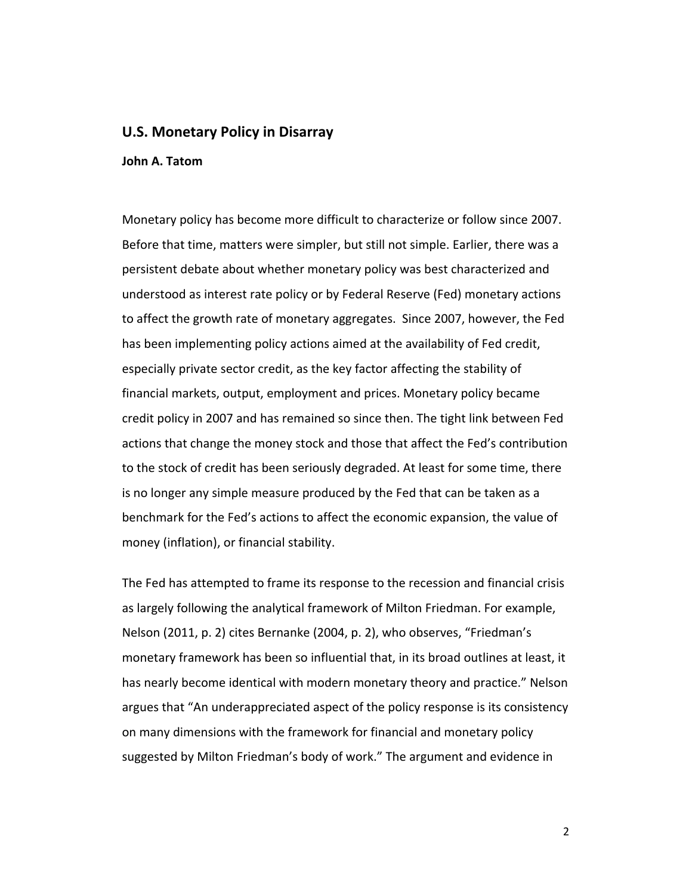## U.S. Monetary Policy in Disarray

**John A. Tatom**

Monetary policy has become more difficult to characterize or follow since 2007. Before that time, matters were simpler, but still not simple. Earlier, there was a persistent debate about whether monetary policy was best characterized and understood as interest rate policy or by Federal Reserve (Fed) monetary actions to affect the growth rate of monetary aggregates. Since 2007, however, the Fed has been implementing policy actions aimed at the availability of Fed credit, especially private sector credit, as the key factor affecting the stability of financial markets, output, employment and prices. Monetary policy became credit policy in 2007 and has remained so since then. The tight link between Fed actions that change the money stock and those that affect the Fed's contribution to the stock of credit has been seriously degraded. At least for some time, there is no longer any simple measure produced by the Fed that can be taken as a benchmark for the Fed's actions to affect the economic expansion, the value of money (inflation), or financial stability.

The Fed has attempted to frame its response to the recession and financial crisis as largely following the analytical framework of Milton Friedman. For example, Nelson (2011, p. 2) cites Bernanke (2004, p. 2), who observes, "Friedman's monetary framework has been so influential that, in its broad outlines at least, it has nearly become identical with modern monetary theory and practice." Nelson argues that "An underappreciated aspect of the policy response is its consistency on many dimensions with the framework for financial and monetary policy suggested by Milton Friedman's body of work." The argument and evidence in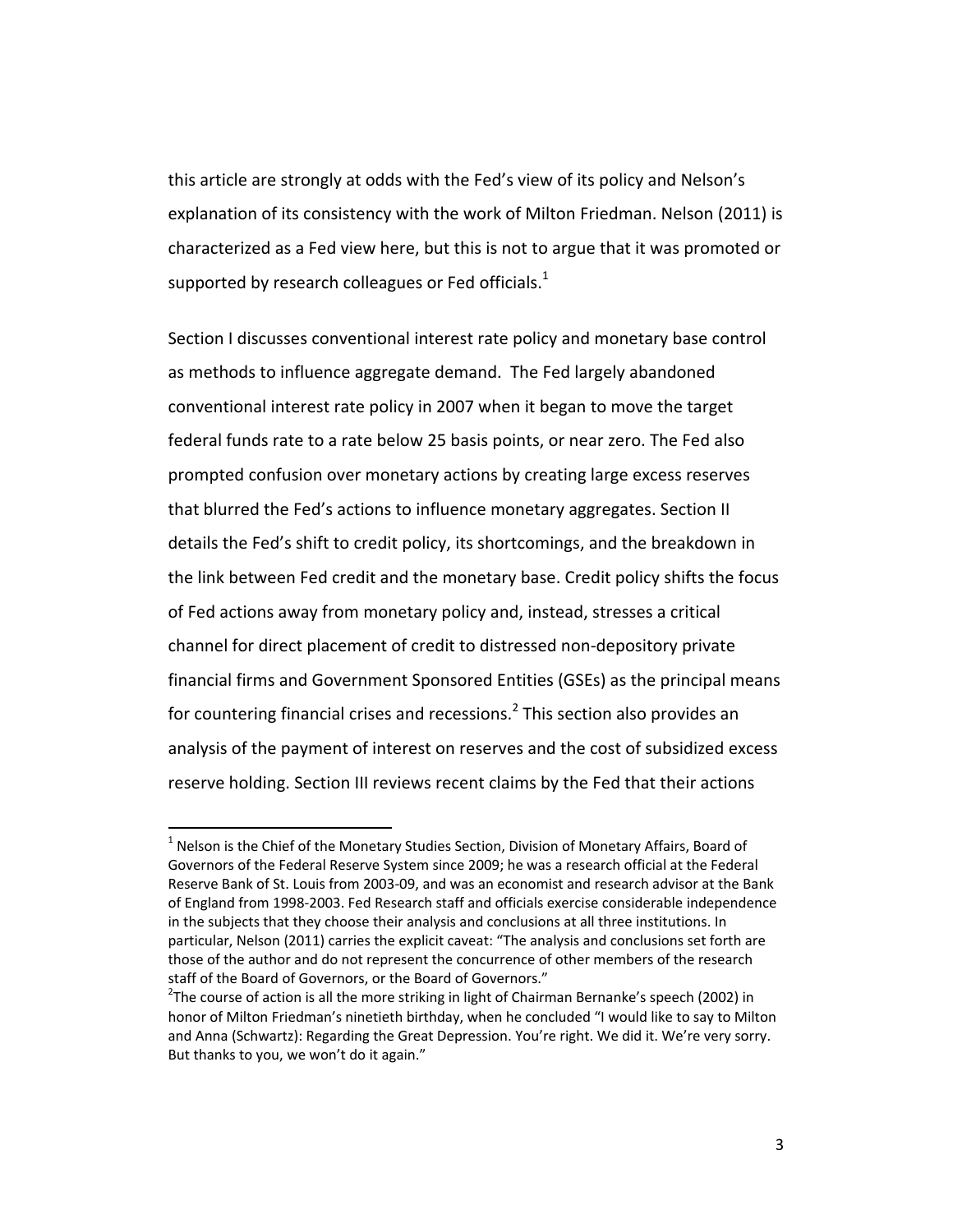this article are strongly at odds with the Fed's view of its policy and Nelson's explanation of its consistency with the work of Milton Friedman. Nelson (2011) is characterized as a Fed view here, but this is not to argue that it was promoted or supported by research colleagues or Fed officials.[1]

Section I discusses conventional interest rate policy and monetary base control as methods to influence aggregate demand. The Fed largely abandoned conventional interest rate policy in 2007 when it began to move the target federal funds rate to a rate below 25 basis points, or near zero. The Fed also prompted confusion over monetary actions by creating large excess reserves that blurred the Fed's actions to influence monetary aggregates. Section II details the Fed's shift to credit policy, its shortcomings, and the breakdown in the link between Fed credit and the monetary base. Credit policy shifts the focus of Fed actions away from monetary policy and, instead, stresses a critical channel for direct placement of credit to distressed non-depository private financial firms and Government Sponsored Entities (GSEs) as the principal means for countering financial crises and recessions.[2] This section also provides an analysis of the payment of interest on reserves and the cost of subsidized excess reserve holding. Section III reviews recent claims by the Fed that their actions

---

[1] Nelson is the Chief of the Monetary Studies Section, Division of Monetary Affairs, Board of Governors of the Federal Reserve System since 2009; he was a research official at the Federal Reserve Bank of St. Louis from 2003-09, and was an economist and research advisor at the Bank of England from 1998-2003. Fed Research staff and officials exercise considerable independence in the subjects that they choose their analysis and conclusions at all three institutions. In particular, Nelson (2011) carries the explicit caveat: "The analysis and conclusions set forth are those of the author and do not represent the concurrence of other members of the research staff of the Board of Governors, or the Board of Governors."

[2] The course of action is all the more striking in light of Chairman Bernanke's speech (2002) in honor of Milton Friedman's ninetieth birthday, when he concluded "I would like to say to Milton and Anna (Schwartz): Regarding the Great Depression. You're right. We did it. We're very sorry. But thanks to you, we won't do it again."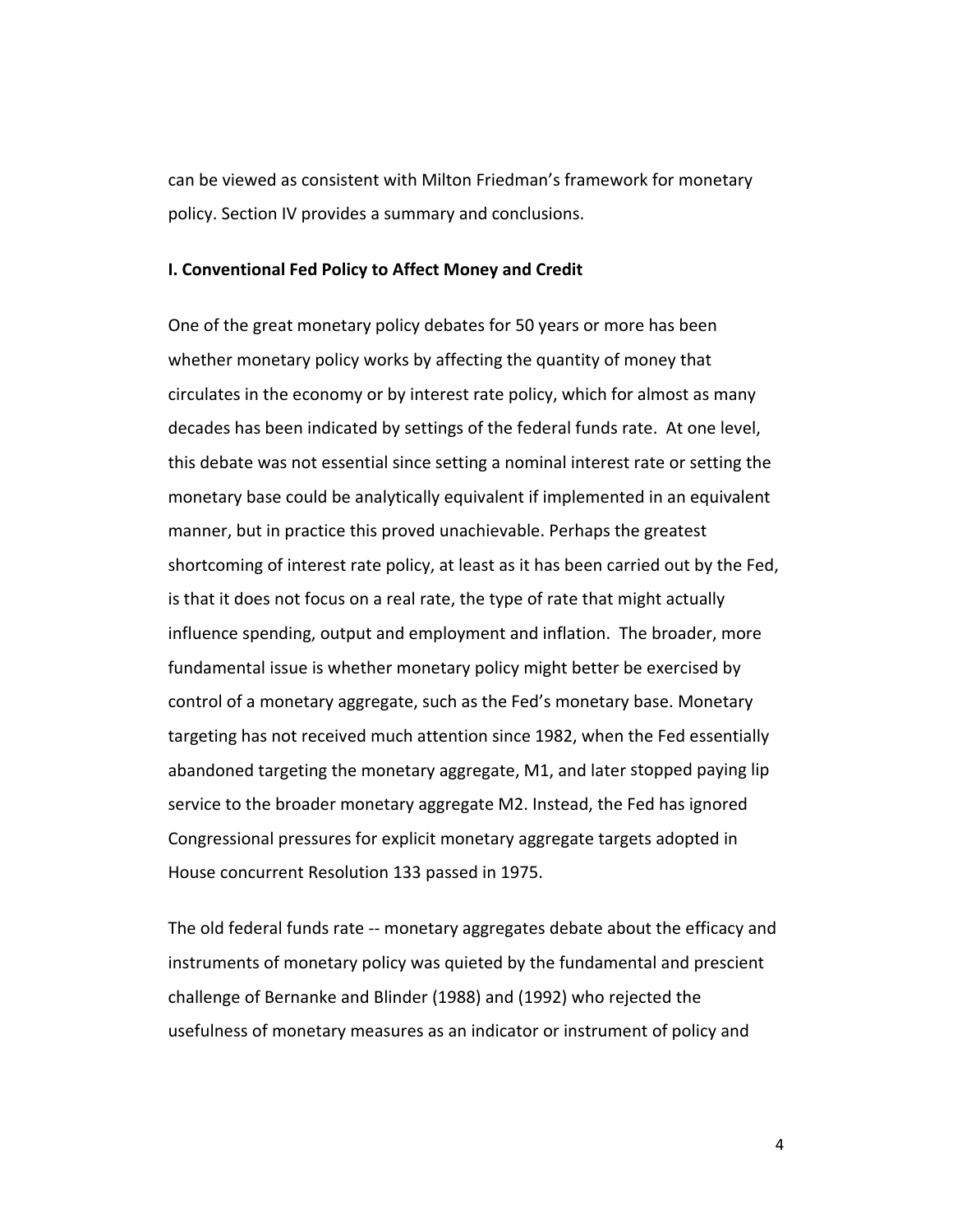can be viewed as consistent with Milton Friedman's framework for monetary policy. Section IV provides a summary and conclusions.

## I. Conventional Fed Policy to Affect Money and Credit

One of the great monetary policy debates for 50 years or more has been whether monetary policy works by affecting the quantity of money that circulates in the economy or by interest rate policy, which for almost as many decades has been indicated by settings of the federal funds rate. At one level, this debate was not essential since setting a nominal interest rate or setting the monetary base could be analytically equivalent if implemented in an equivalent manner, but in practice this proved unachievable. Perhaps the greatest shortcoming of interest rate policy, at least as it has been carried out by the Fed, is that it does not focus on a real rate, the type of rate that might actually influence spending, output and employment and inflation. The broader, more fundamental issue is whether monetary policy might better be exercised by control of a monetary aggregate, such as the Fed's monetary base. Monetary targeting has not received much attention since 1982, when the Fed essentially abandoned targeting the monetary aggregate, M1, and later stopped paying lip service to the broader monetary aggregate M2. Instead, the Fed has ignored Congressional pressures for explicit monetary aggregate targets adopted in House concurrent Resolution 133 passed in 1975.

The old federal funds rate -- monetary aggregates debate about the efficacy and instruments of monetary policy was quieted by the fundamental and prescient challenge of Bernanke and Blinder (1988) and (1992) who rejected the usefulness of monetary measures as an indicator or instrument of policy and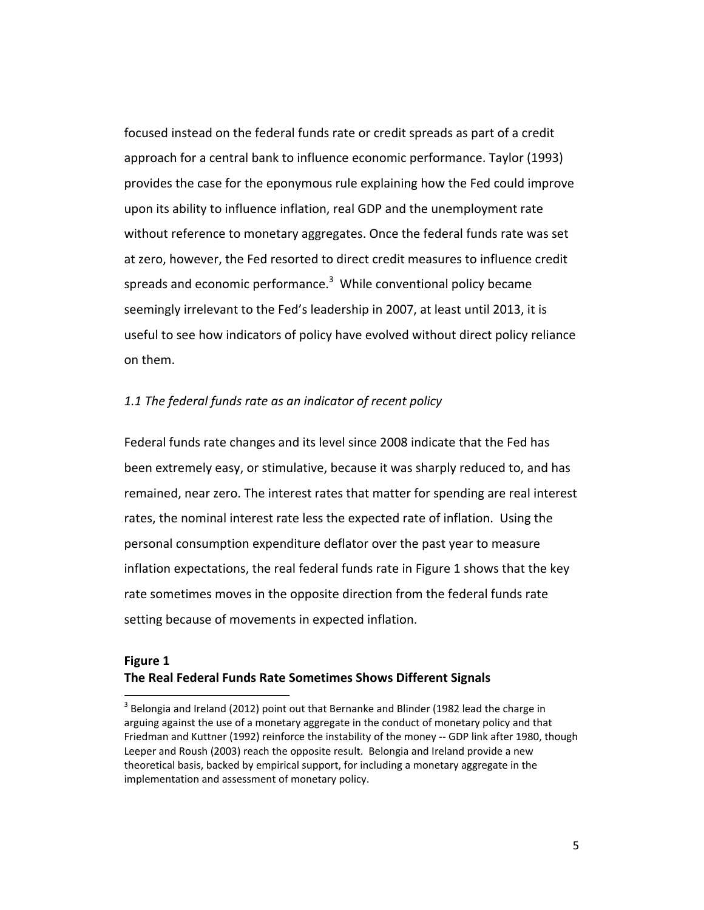focused instead on the federal funds rate or credit spreads as part of a credit approach for a central bank to influence economic performance. Taylor (1993) provides the case for the eponymous rule explaining how the Fed could improve upon its ability to influence inflation, real GDP and the unemployment rate without reference to monetary aggregates. Once the federal funds rate was set at zero, however, the Fed resorted to direct credit measures to influence credit spreads and economic performance.[3] While conventional policy became seemingly irrelevant to the Fed's leadership in 2007, at least until 2013, it is useful to see how indicators of policy have evolved without direct policy reliance on them.

### *1.1 The federal funds rate as an indicator of recent policy*

Federal funds rate changes and its level since 2008 indicate that the Fed has been extremely easy, or stimulative, because it was sharply reduced to, and has remained, near zero. The interest rates that matter for spending are real interest rates, the nominal interest rate less the expected rate of inflation. Using the personal consumption expenditure deflator over the past year to measure inflation expectations, the real federal funds rate in Figure 1 shows that the key rate sometimes moves in the opposite direction from the federal funds rate setting because of movements in expected inflation.

**Figure 1**
**The Real Federal Funds Rate Sometimes Shows Different Signals**

[3] Belongia and Ireland (2012) point out that Bernanke and Blinder (1982 lead the charge in arguing against the use of a monetary aggregate in the conduct of monetary policy and that Friedman and Kuttner (1992) reinforce the instability of the money -- GDP link after 1980, though Leeper and Roush (2003) reach the opposite result. Belongia and Ireland provide a new theoretical basis, backed by empirical support, for including a monetary aggregate in the implementation and assessment of monetary policy.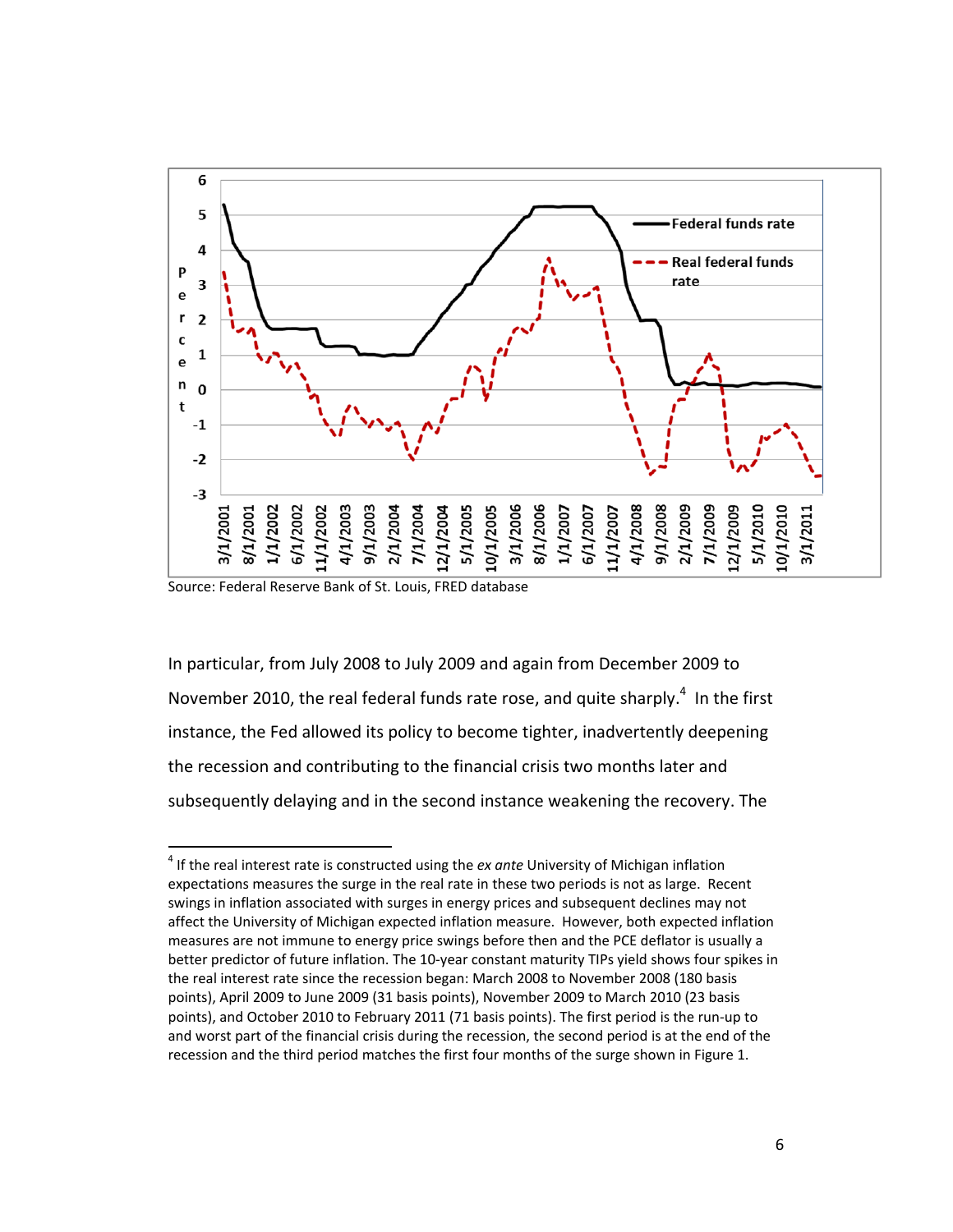Source: Federal Reserve Bank of St. Louis, FRED database

In particular, from July 2008 to July 2009 and again from December 2009 to November 2010, the real federal funds rate rose, and quite sharply.[4] In the first instance, the Fed allowed its policy to become tighter, inadvertently deepening the recession and contributing to the financial crisis two months later and subsequently delaying and in the second instance weakening the recovery. The

[4] If the real interest rate is constructed using the *ex ante* University of Michigan inflation expectations measures the surge in the real rate in these two periods is not as large. Recent swings in inflation associated with surges in energy prices and subsequent declines may not affect the University of Michigan expected inflation measure. However, both expected inflation measures are not immune to energy price swings before then and the PCE deflator is usually a better predictor of future inflation. The 10-year constant maturity TIPs yield shows four spikes in the real interest rate since the recession began: March 2008 to November 2008 (180 basis points), April 2009 to June 2009 (31 basis points), November 2009 to March 2010 (23 basis points), and October 2010 to February 2011 (71 basis points). The first period is the run-up to and worst part of the financial crisis during the recession, the second period is at the end of the recession and the third period matches the first four months of the surge shown in Figure 1.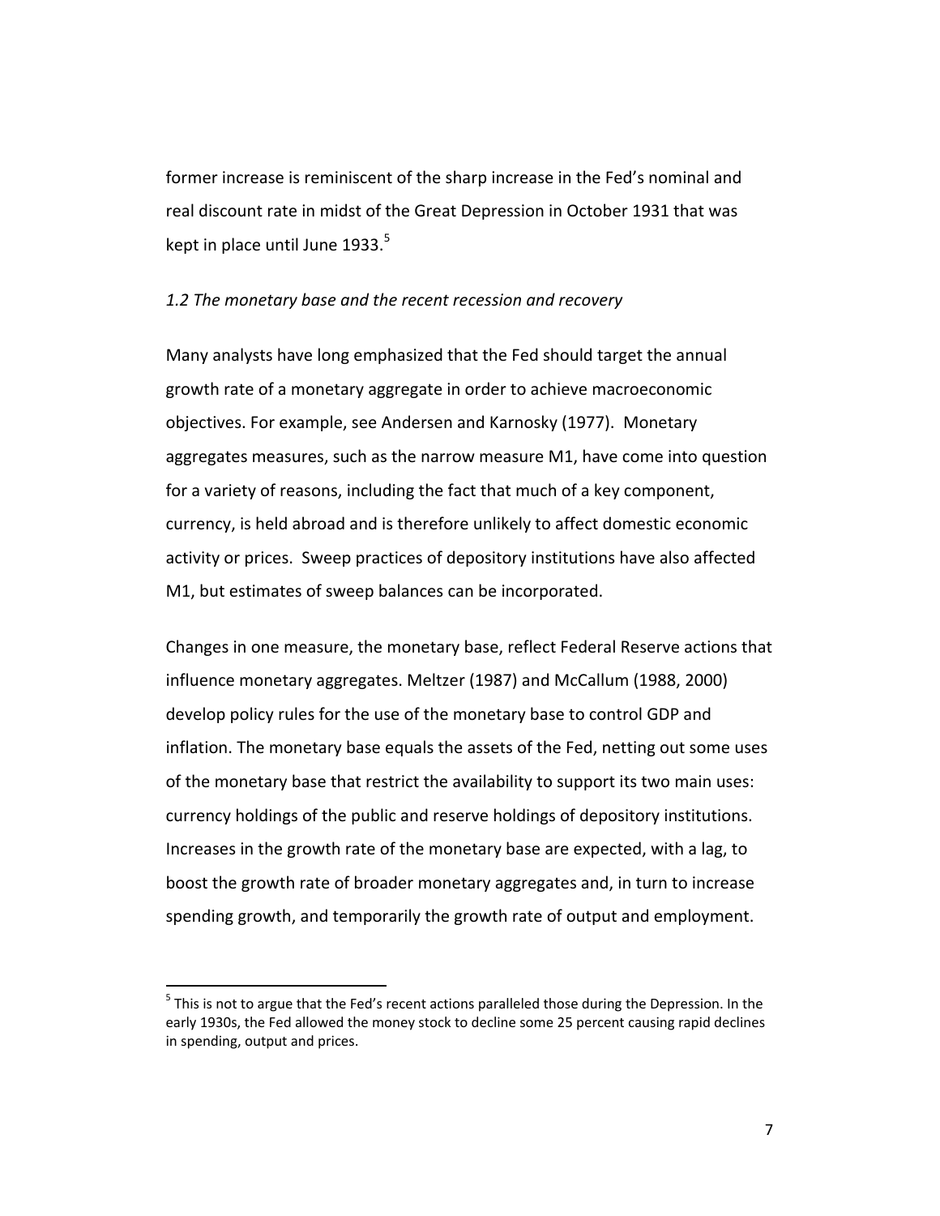former increase is reminiscent of the sharp increase in the Fed's nominal and real discount rate in midst of the Great Depression in October 1931 that was kept in place until June 1933.[5]

### *1.2 The monetary base and the recent recession and recovery*

Many analysts have long emphasized that the Fed should target the annual growth rate of a monetary aggregate in order to achieve macroeconomic objectives. For example, see Andersen and Karnosky (1977). Monetary aggregates measures, such as the narrow measure M1, have come into question for a variety of reasons, including the fact that much of a key component, currency, is held abroad and is therefore unlikely to affect domestic economic activity or prices. Sweep practices of depository institutions have also affected M1, but estimates of sweep balances can be incorporated.

Changes in one measure, the monetary base, reflect Federal Reserve actions that influence monetary aggregates. Meltzer (1987) and McCallum (1988, 2000) develop policy rules for the use of the monetary base to control GDP and inflation. The monetary base equals the assets of the Fed, netting out some uses of the monetary base that restrict the availability to support its two main uses: currency holdings of the public and reserve holdings of depository institutions. Increases in the growth rate of the monetary base are expected, with a lag, to boost the growth rate of broader monetary aggregates and, in turn to increase spending growth, and temporarily the growth rate of output and employment.

[5] This is not to argue that the Fed's recent actions paralleled those during the Depression. In the early 1930s, the Fed allowed the money stock to decline some 25 percent causing rapid declines in spending, output and prices.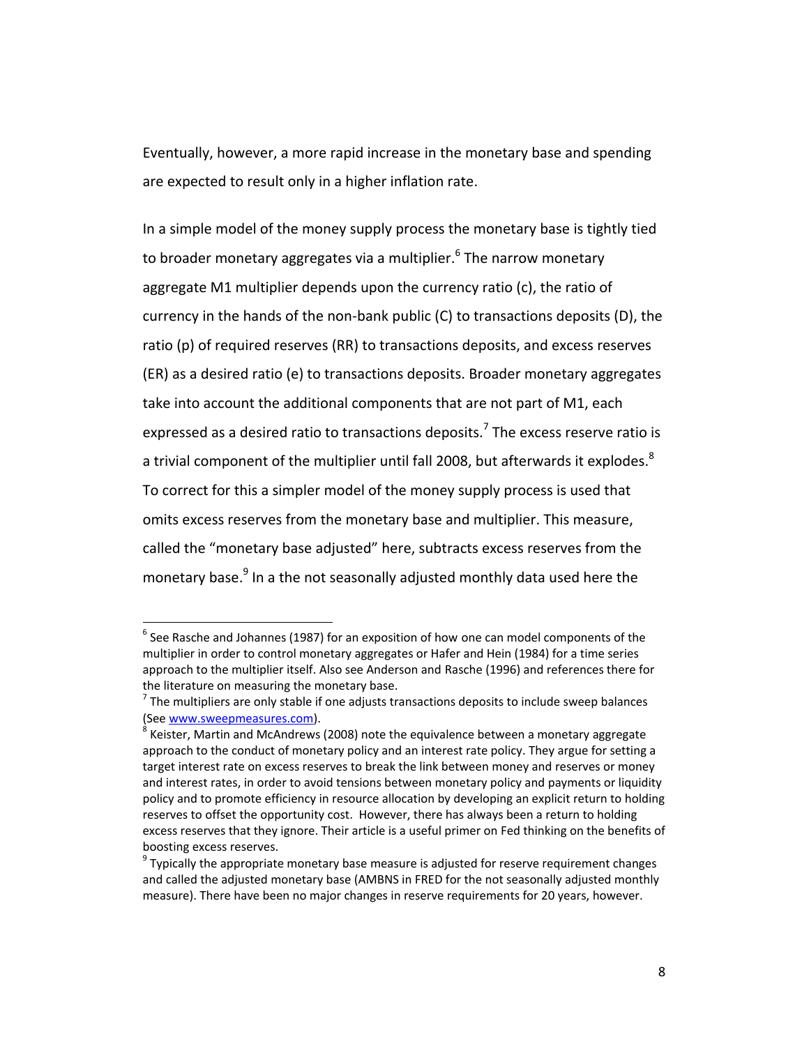Eventually, however, a more rapid increase in the monetary base and spending are expected to result only in a higher inflation rate.

In a simple model of the money supply process the monetary base is tightly tied to broader monetary aggregates via a multiplier.[6] The narrow monetary aggregate M1 multiplier depends upon the currency ratio (c), the ratio of currency in the hands of the non-bank public (C) to transactions deposits (D), the ratio (p) of required reserves (RR) to transactions deposits, and excess reserves (ER) as a desired ratio (e) to transactions deposits. Broader monetary aggregates take into account the additional components that are not part of M1, each expressed as a desired ratio to transactions deposits.[7] The excess reserve ratio is a trivial component of the multiplier until fall 2008, but afterwards it explodes.[8] To correct for this a simpler model of the money supply process is used that omits excess reserves from the monetary base and multiplier. This measure, called the "monetary base adjusted" here, subtracts excess reserves from the monetary base.[9] In a the not seasonally adjusted monthly data used here the

---

[6] See Rasche and Johannes (1987) for an exposition of how one can model components of the multiplier in order to control monetary aggregates or Hafer and Hein (1984) for a time series approach to the multiplier itself. Also see Anderson and Rasche (1996) and references there for the literature on measuring the monetary base.

[7] The multipliers are only stable if one adjusts transactions deposits to include sweep balances (See www.sweepmeasures.com).

[8] Keister, Martin and McAndrews (2008) note the equivalence between a monetary aggregate approach to the conduct of monetary policy and an interest rate policy. They argue for setting a target interest rate on excess reserves to break the link between money and reserves or money and interest rates, in order to avoid tensions between monetary policy and payments or liquidity policy and to promote efficiency in resource allocation by developing an explicit return to holding reserves to offset the opportunity cost. However, there has always been a return to holding excess reserves that they ignore. Their article is a useful primer on Fed thinking on the benefits of boosting excess reserves.

[9] Typically the appropriate monetary base measure is adjusted for reserve requirement changes and called the adjusted monetary base (AMBNS in FRED for the not seasonally adjusted monthly measure). There have been no major changes in reserve requirements for 20 years, however.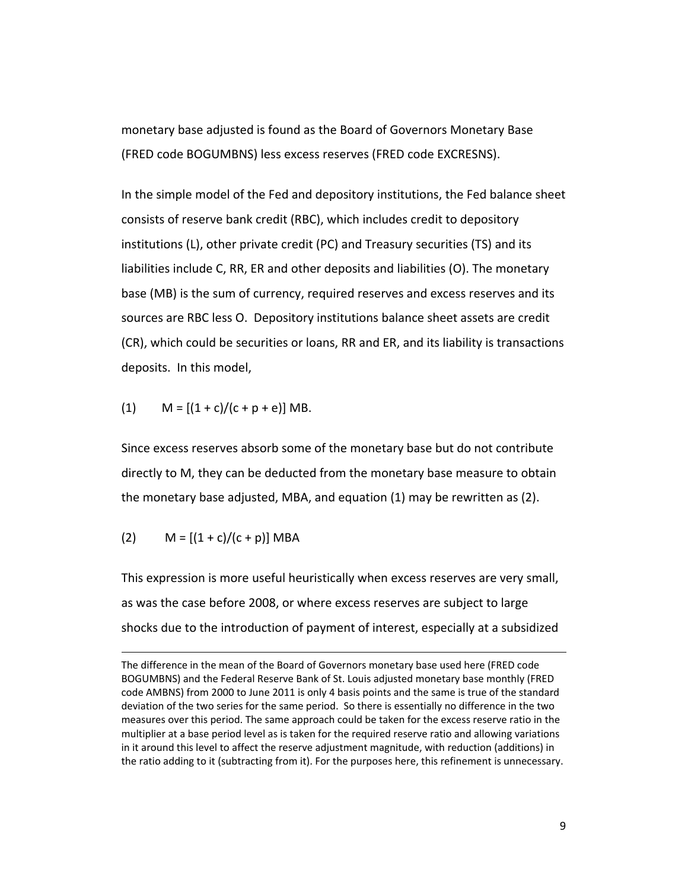monetary base adjusted is found as the Board of Governors Monetary Base (FRED code BOGUMBNS) less excess reserves (FRED code EXCRESNS).

In the simple model of the Fed and depository institutions, the Fed balance sheet consists of reserve bank credit (RBC), which includes credit to depository institutions (L), other private credit (PC) and Treasury securities (TS) and its liabilities include C, RR, ER and other deposits and liabilities (O). The monetary base (MB) is the sum of currency, required reserves and excess reserves and its sources are RBC less O. Depository institutions balance sheet assets are credit (CR), which could be securities or loans, RR and ER, and its liability is transactions deposits. In this model,

$$(1) \qquad M = [(1 + c)/(c + p + e)]\ MB.$$

Since excess reserves absorb some of the monetary base but do not contribute directly to M, they can be deducted from the monetary base measure to obtain the monetary base adjusted, MBA, and equation (1) may be rewritten as (2).

$$(2) \qquad M = [(1 + c)/(c + p)]\ MBA$$

This expression is more useful heuristically when excess reserves are very small, as was the case before 2008, or where excess reserves are subject to large shocks due to the introduction of payment of interest, especially at a subsidized

---

The difference in the mean of the Board of Governors monetary base used here (FRED code BOGUMBNS) and the Federal Reserve Bank of St. Louis adjusted monetary base monthly (FRED code AMBNS) from 2000 to June 2011 is only 4 basis points and the same is true of the standard deviation of the two series for the same period. So there is essentially no difference in the two measures over this period. The same approach could be taken for the excess reserve ratio in the multiplier at a base period level as is taken for the required reserve ratio and allowing variations in it around this level to affect the reserve adjustment magnitude, with reduction (additions) in the ratio adding to it (subtracting from it). For the purposes here, this refinement is unnecessary.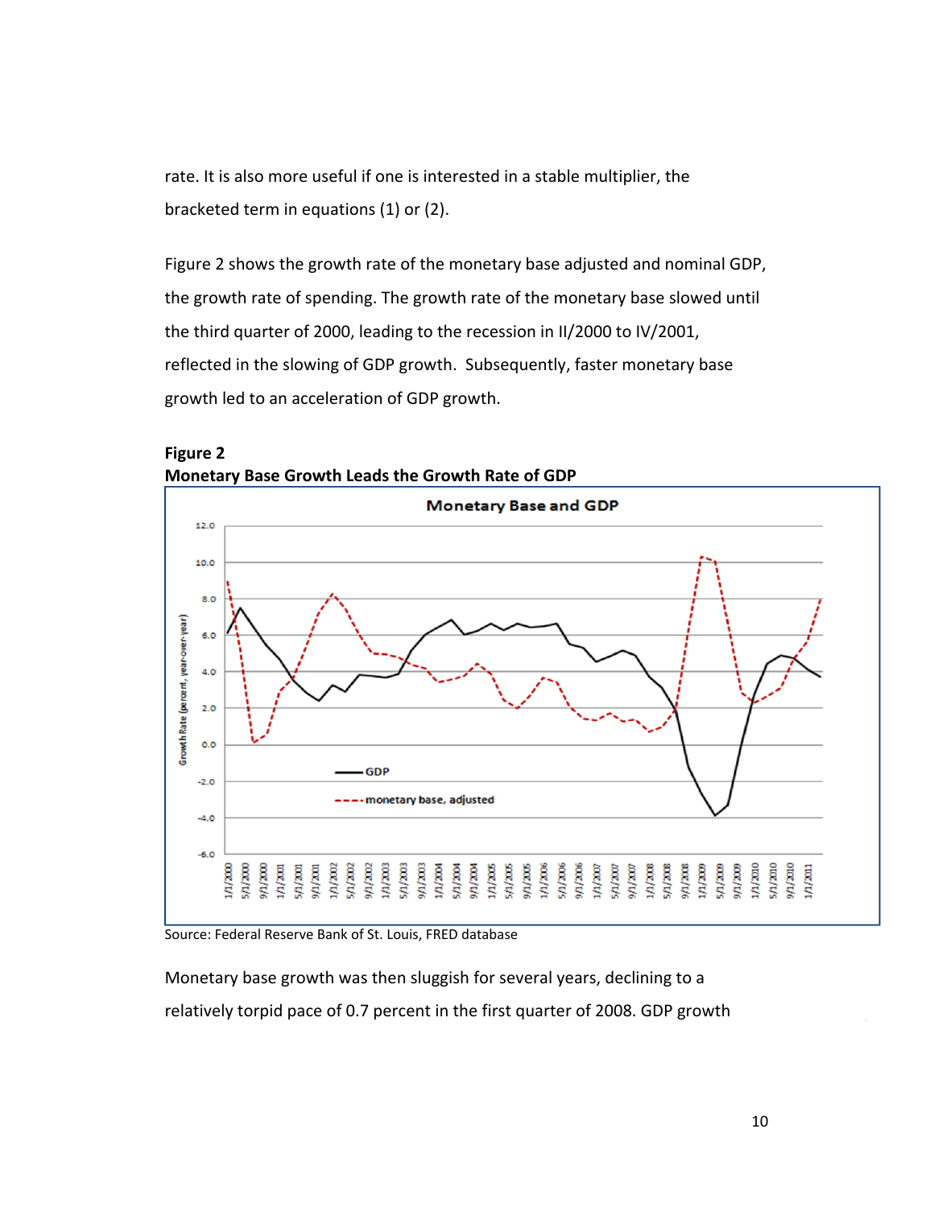rate. It is also more useful if one is interested in a stable multiplier, the bracketed term in equations (1) or (2).

Figure 2 shows the growth rate of the monetary base adjusted and nominal GDP, the growth rate of spending. The growth rate of the monetary base slowed until the third quarter of 2000, leading to the recession in II/2000 to IV/2001, reflected in the slowing of GDP growth. Subsequently, faster monetary base growth led to an acceleration of GDP growth.

**Figure 2**
**Monetary Base Growth Leads the Growth Rate of GDP**

Source: Federal Reserve Bank of St. Louis, FRED database

Monetary base growth was then sluggish for several years, declining to a relatively torpid pace of 0.7 percent in the first quarter of 2008. GDP growth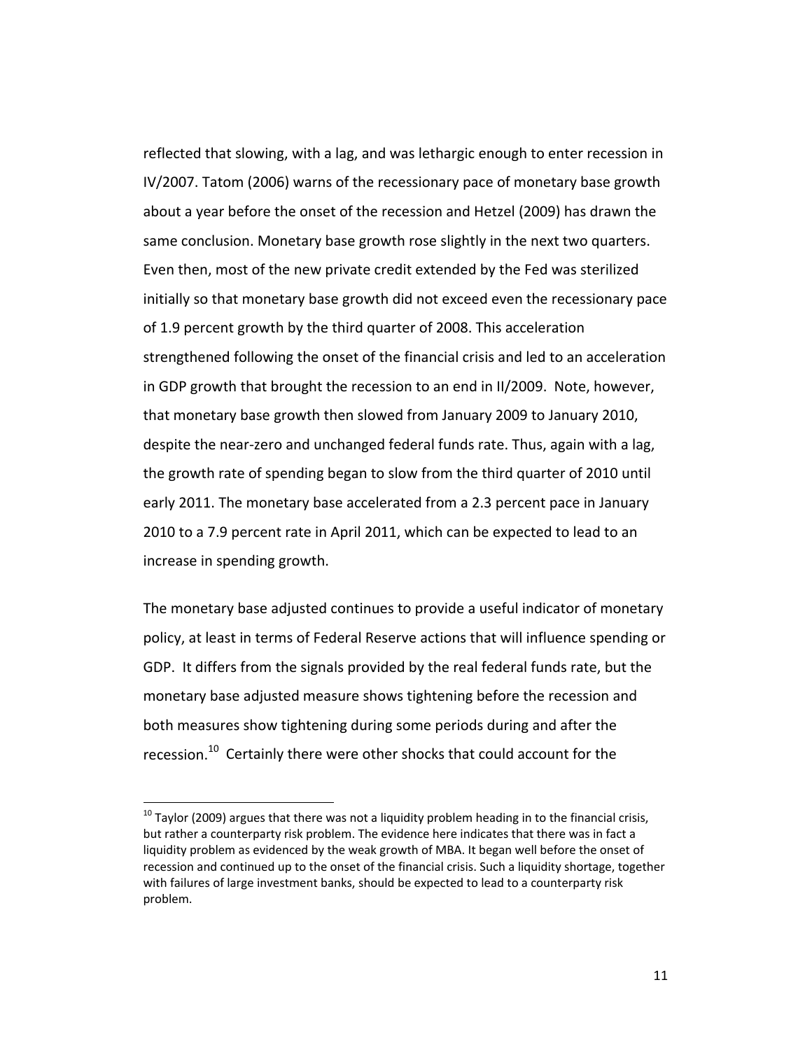reflected that slowing, with a lag, and was lethargic enough to enter recession in IV/2007. Tatom (2006) warns of the recessionary pace of monetary base growth about a year before the onset of the recession and Hetzel (2009) has drawn the same conclusion. Monetary base growth rose slightly in the next two quarters. Even then, most of the new private credit extended by the Fed was sterilized initially so that monetary base growth did not exceed even the recessionary pace of 1.9 percent growth by the third quarter of 2008. This acceleration strengthened following the onset of the financial crisis and led to an acceleration in GDP growth that brought the recession to an end in II/2009. Note, however, that monetary base growth then slowed from January 2009 to January 2010, despite the near-zero and unchanged federal funds rate. Thus, again with a lag, the growth rate of spending began to slow from the third quarter of 2010 until early 2011. The monetary base accelerated from a 2.3 percent pace in January 2010 to a 7.9 percent rate in April 2011, which can be expected to lead to an increase in spending growth.

The monetary base adjusted continues to provide a useful indicator of monetary policy, at least in terms of Federal Reserve actions that will influence spending or GDP. It differs from the signals provided by the real federal funds rate, but the monetary base adjusted measure shows tightening before the recession and both measures show tightening during some periods during and after the recession.[10] Certainly there were other shocks that could account for the

[10] Taylor (2009) argues that there was not a liquidity problem heading in to the financial crisis, but rather a counterparty risk problem. The evidence here indicates that there was in fact a liquidity problem as evidenced by the weak growth of MBA. It began well before the onset of recession and continued up to the onset of the financial crisis. Such a liquidity shortage, together with failures of large investment banks, should be expected to lead to a counterparty risk problem.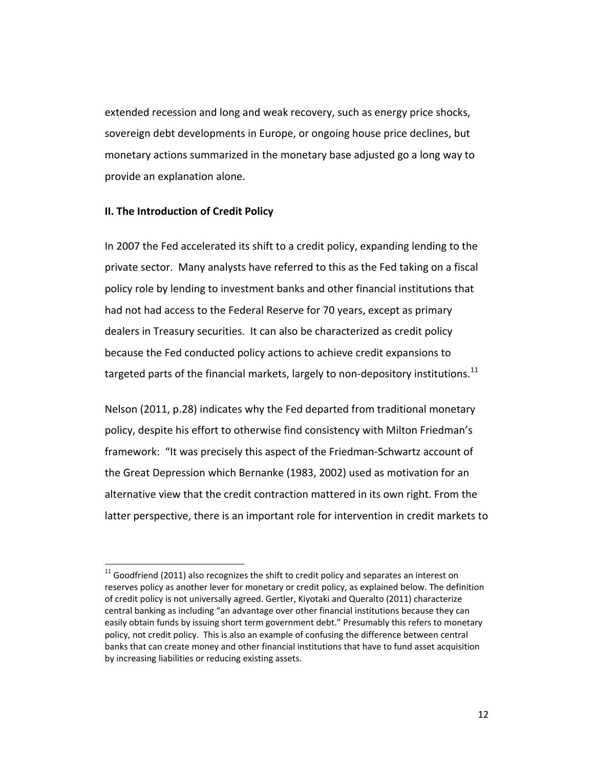extended recession and long and weak recovery, such as energy price shocks, sovereign debt developments in Europe, or ongoing house price declines, but monetary actions summarized in the monetary base adjusted go a long way to provide an explanation alone.

## II. The Introduction of Credit Policy

In 2007 the Fed accelerated its shift to a credit policy, expanding lending to the private sector. Many analysts have referred to this as the Fed taking on a fiscal policy role by lending to investment banks and other financial institutions that had not had access to the Federal Reserve for 70 years, except as primary dealers in Treasury securities. It can also be characterized as credit policy because the Fed conducted policy actions to achieve credit expansions to targeted parts of the financial markets, largely to non-depository institutions.[11]

Nelson (2011, p.28) indicates why the Fed departed from traditional monetary policy, despite his effort to otherwise find consistency with Milton Friedman's framework: "It was precisely this aspect of the Friedman-Schwartz account of the Great Depression which Bernanke (1983, 2002) used as motivation for an alternative view that the credit contraction mattered in its own right. From the latter perspective, there is an important role for intervention in credit markets to

---

[11] Goodfriend (2011) also recognizes the shift to credit policy and separates an interest on reserves policy as another lever for monetary or credit policy, as explained below. The definition of credit policy is not universally agreed. Gertler, Kiyotaki and Queralto (2011) characterize central banking as including "an advantage over other financial institutions because they can easily obtain funds by issuing short term government debt." Presumably this refers to monetary policy, not credit policy. This is also an example of confusing the difference between central banks that can create money and other financial institutions that have to fund asset acquisition by increasing liabilities or reducing existing assets.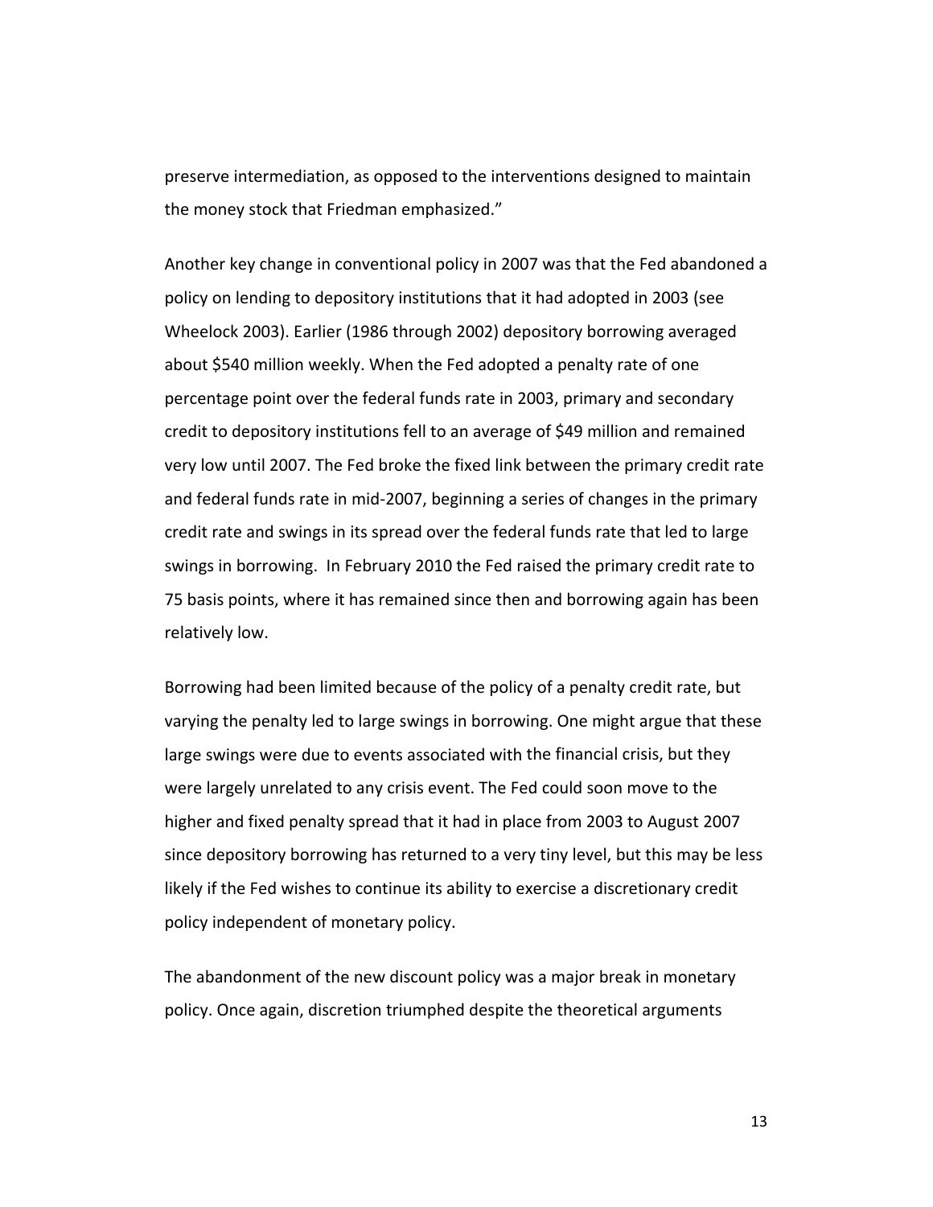preserve intermediation, as opposed to the interventions designed to maintain the money stock that Friedman emphasized."

Another key change in conventional policy in 2007 was that the Fed abandoned a policy on lending to depository institutions that it had adopted in 2003 (see Wheelock 2003). Earlier (1986 through 2002) depository borrowing averaged about $540 million weekly. When the Fed adopted a penalty rate of one percentage point over the federal funds rate in 2003, primary and secondary credit to depository institutions fell to an average of $49 million and remained very low until 2007. The Fed broke the fixed link between the primary credit rate and federal funds rate in mid-2007, beginning a series of changes in the primary credit rate and swings in its spread over the federal funds rate that led to large swings in borrowing. In February 2010 the Fed raised the primary credit rate to 75 basis points, where it has remained since then and borrowing again has been relatively low.

Borrowing had been limited because of the policy of a penalty credit rate, but varying the penalty led to large swings in borrowing. One might argue that these large swings were due to events associated with the financial crisis, but they were largely unrelated to any crisis event. The Fed could soon move to the higher and fixed penalty spread that it had in place from 2003 to August 2007 since depository borrowing has returned to a very tiny level, but this may be less likely if the Fed wishes to continue its ability to exercise a discretionary credit policy independent of monetary policy.

The abandonment of the new discount policy was a major break in monetary policy. Once again, discretion triumphed despite the theoretical arguments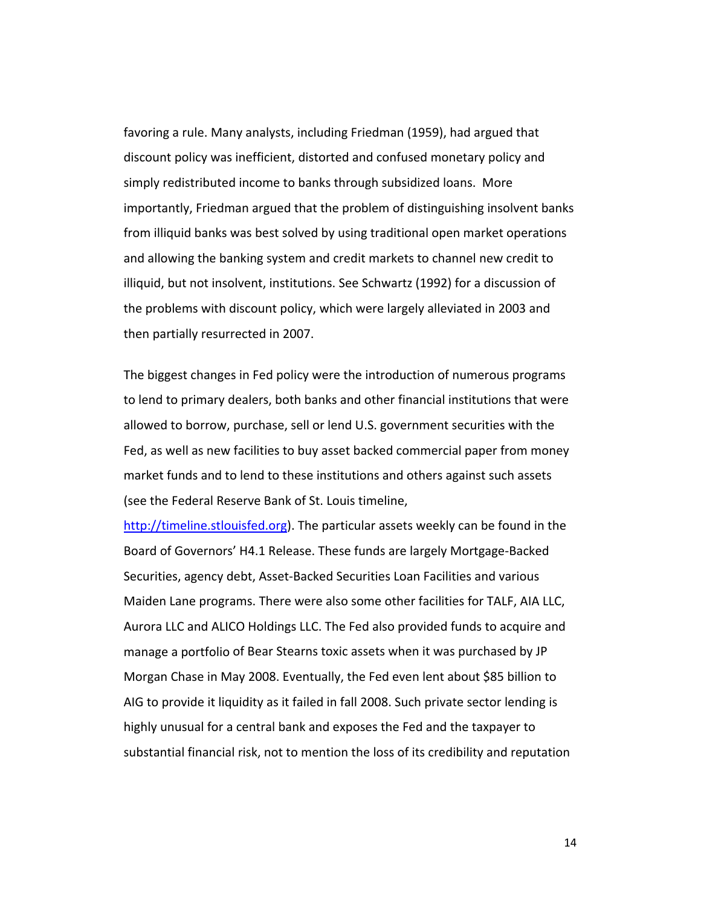favoring a rule. Many analysts, including Friedman (1959), had argued that discount policy was inefficient, distorted and confused monetary policy and simply redistributed income to banks through subsidized loans. More importantly, Friedman argued that the problem of distinguishing insolvent banks from illiquid banks was best solved by using traditional open market operations and allowing the banking system and credit markets to channel new credit to illiquid, but not insolvent, institutions. See Schwartz (1992) for a discussion of the problems with discount policy, which were largely alleviated in 2003 and then partially resurrected in 2007.

The biggest changes in Fed policy were the introduction of numerous programs to lend to primary dealers, both banks and other financial institutions that were allowed to borrow, purchase, sell or lend U.S. government securities with the Fed, as well as new facilities to buy asset backed commercial paper from money market funds and to lend to these institutions and others against such assets (see the Federal Reserve Bank of St. Louis timeline, [http://timeline.stlouisfed.org](http://timeline.stlouisfed.org)). The particular assets weekly can be found in the Board of Governors' H4.1 Release. These funds are largely Mortgage-Backed Securities, agency debt, Asset-Backed Securities Loan Facilities and various Maiden Lane programs. There were also some other facilities for TALF, AIA LLC, Aurora LLC and ALICO Holdings LLC. The Fed also provided funds to acquire and manage a portfolio of Bear Stearns toxic assets when it was purchased by JP Morgan Chase in May 2008. Eventually, the Fed even lent about $85 billion to AIG to provide it liquidity as it failed in fall 2008. Such private sector lending is highly unusual for a central bank and exposes the Fed and the taxpayer to substantial financial risk, not to mention the loss of its credibility and reputation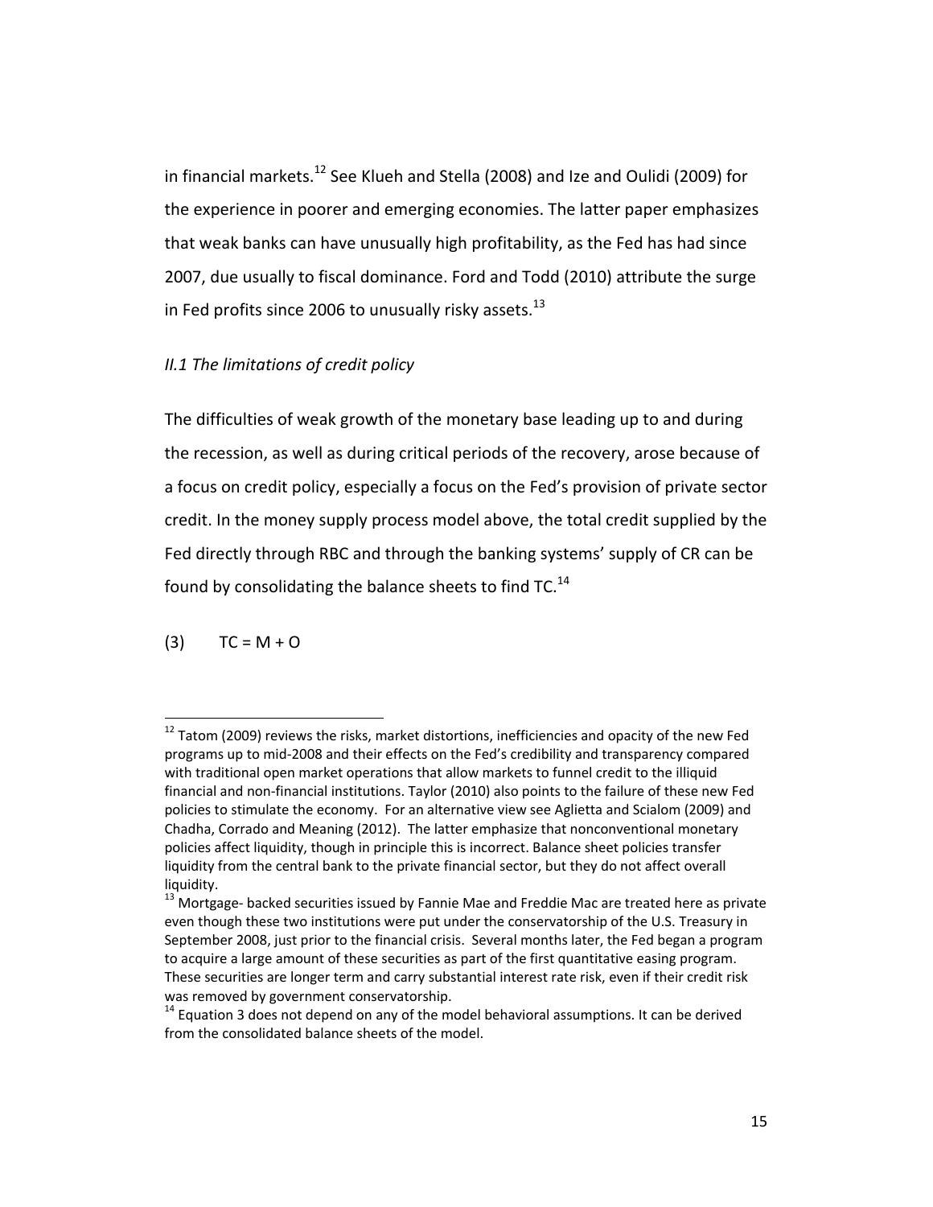in financial markets.[12] See Klueh and Stella (2008) and Ize and Oulidi (2009) for the experience in poorer and emerging economies. The latter paper emphasizes that weak banks can have unusually high profitability, as the Fed has had since 2007, due usually to fiscal dominance. Ford and Todd (2010) attribute the surge in Fed profits since 2006 to unusually risky assets.[13]

### *II.1 The limitations of credit policy*

The difficulties of weak growth of the monetary base leading up to and during the recession, as well as during critical periods of the recovery, arose because of a focus on credit policy, especially a focus on the Fed's provision of private sector credit. In the money supply process model above, the total credit supplied by the Fed directly through RBC and through the banking systems' supply of CR can be found by consolidating the balance sheets to find TC.[14]

$$TC = M + O \tag{3}$$

---

[12] Tatom (2009) reviews the risks, market distortions, inefficiencies and opacity of the new Fed programs up to mid-2008 and their effects on the Fed's credibility and transparency compared with traditional open market operations that allow markets to funnel credit to the illiquid financial and non-financial institutions. Taylor (2010) also points to the failure of these new Fed policies to stimulate the economy. For an alternative view see Aglietta and Scialom (2009) and Chadha, Corrado and Meaning (2012). The latter emphasize that nonconventional monetary policies affect liquidity, though in principle this is incorrect. Balance sheet policies transfer liquidity from the central bank to the private financial sector, but they do not affect overall liquidity.

[13] Mortgage- backed securities issued by Fannie Mae and Freddie Mac are treated here as private even though these two institutions were put under the conservatorship of the U.S. Treasury in September 2008, just prior to the financial crisis. Several months later, the Fed began a program to acquire a large amount of these securities as part of the first quantitative easing program. These securities are longer term and carry substantial interest rate risk, even if their credit risk was removed by government conservatorship.

[14] Equation 3 does not depend on any of the model behavioral assumptions. It can be derived from the consolidated balance sheets of the model.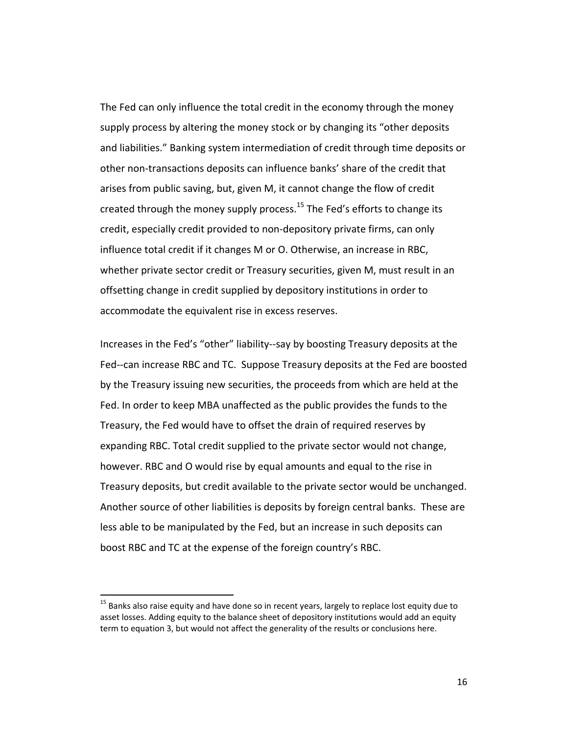The Fed can only influence the total credit in the economy through the money supply process by altering the money stock or by changing its "other deposits and liabilities." Banking system intermediation of credit through time deposits or other non-transactions deposits can influence banks' share of the credit that arises from public saving, but, given M, it cannot change the flow of credit created through the money supply process.[15] The Fed's efforts to change its credit, especially credit provided to non-depository private firms, can only influence total credit if it changes M or O. Otherwise, an increase in RBC, whether private sector credit or Treasury securities, given M, must result in an offsetting change in credit supplied by depository institutions in order to accommodate the equivalent rise in excess reserves.

Increases in the Fed's "other" liability--say by boosting Treasury deposits at the Fed--can increase RBC and TC. Suppose Treasury deposits at the Fed are boosted by the Treasury issuing new securities, the proceeds from which are held at the Fed. In order to keep MBA unaffected as the public provides the funds to the Treasury, the Fed would have to offset the drain of required reserves by expanding RBC. Total credit supplied to the private sector would not change, however. RBC and O would rise by equal amounts and equal to the rise in Treasury deposits, but credit available to the private sector would be unchanged. Another source of other liabilities is deposits by foreign central banks. These are less able to be manipulated by the Fed, but an increase in such deposits can boost RBC and TC at the expense of the foreign country's RBC.

[15] Banks also raise equity and have done so in recent years, largely to replace lost equity due to asset losses. Adding equity to the balance sheet of depository institutions would add an equity term to equation 3, but would not affect the generality of the results or conclusions here.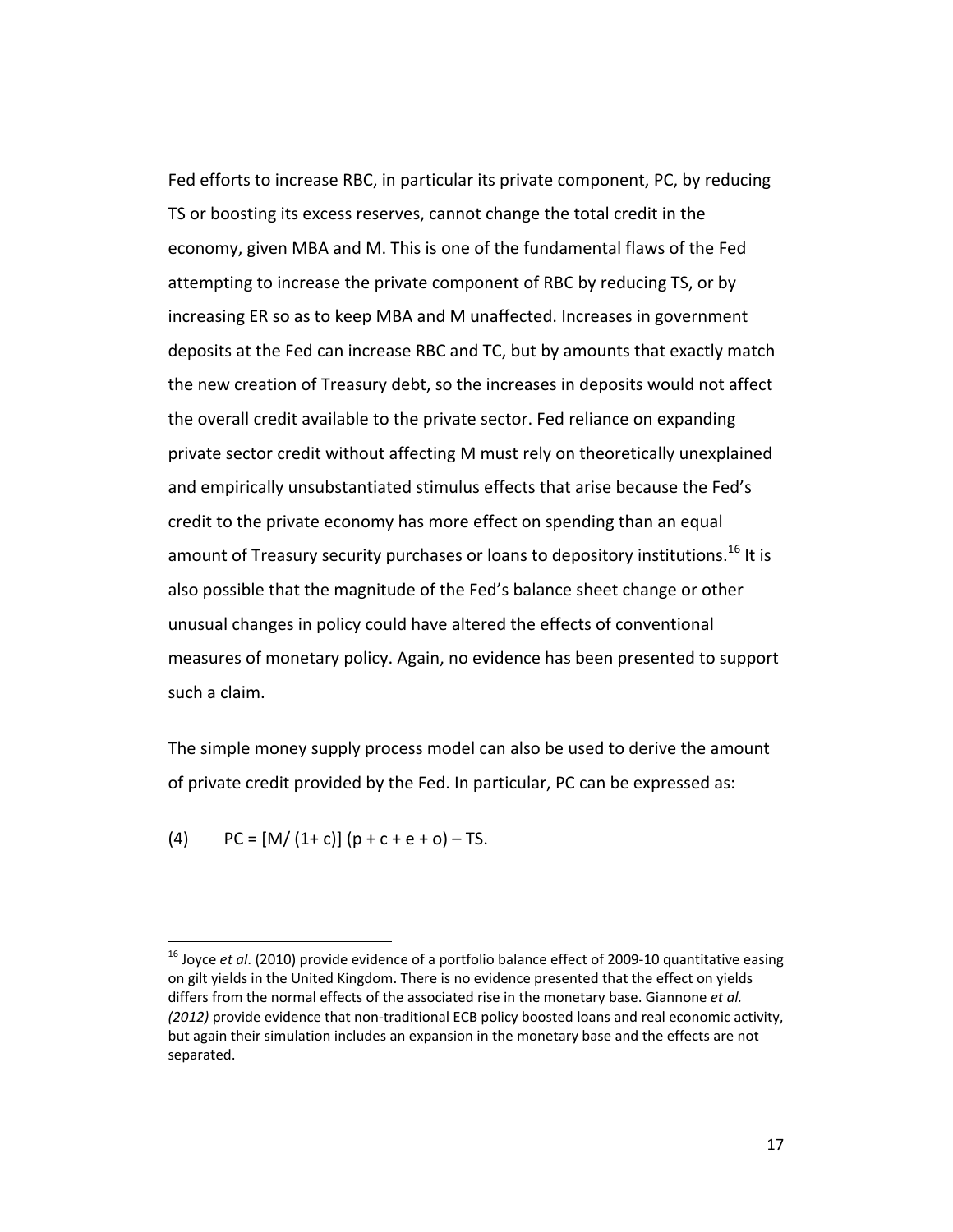Fed efforts to increase RBC, in particular its private component, PC, by reducing TS or boosting its excess reserves, cannot change the total credit in the economy, given MBA and M. This is one of the fundamental flaws of the Fed attempting to increase the private component of RBC by reducing TS, or by increasing ER so as to keep MBA and M unaffected. Increases in government deposits at the Fed can increase RBC and TC, but by amounts that exactly match the new creation of Treasury debt, so the increases in deposits would not affect the overall credit available to the private sector. Fed reliance on expanding private sector credit without affecting M must rely on theoretically unexplained and empirically unsubstantiated stimulus effects that arise because the Fed's credit to the private economy has more effect on spending than an equal amount of Treasury security purchases or loans to depository institutions.[16] It is also possible that the magnitude of the Fed's balance sheet change or other unusual changes in policy could have altered the effects of conventional measures of monetary policy. Again, no evidence has been presented to support such a claim.

The simple money supply process model can also be used to derive the amount of private credit provided by the Fed. In particular, PC can be expressed as:

$$(4) \qquad PC = [M/(1+c)]\,(p + c + e + o) - TS.$$

---

[16] Joyce *et al*. (2010) provide evidence of a portfolio balance effect of 2009-10 quantitative easing on gilt yields in the United Kingdom. There is no evidence presented that the effect on yields differs from the normal effects of the associated rise in the monetary base. Giannone *et al. (2012)* provide evidence that non-traditional ECB policy boosted loans and real economic activity, but again their simulation includes an expansion in the monetary base and the effects are not separated.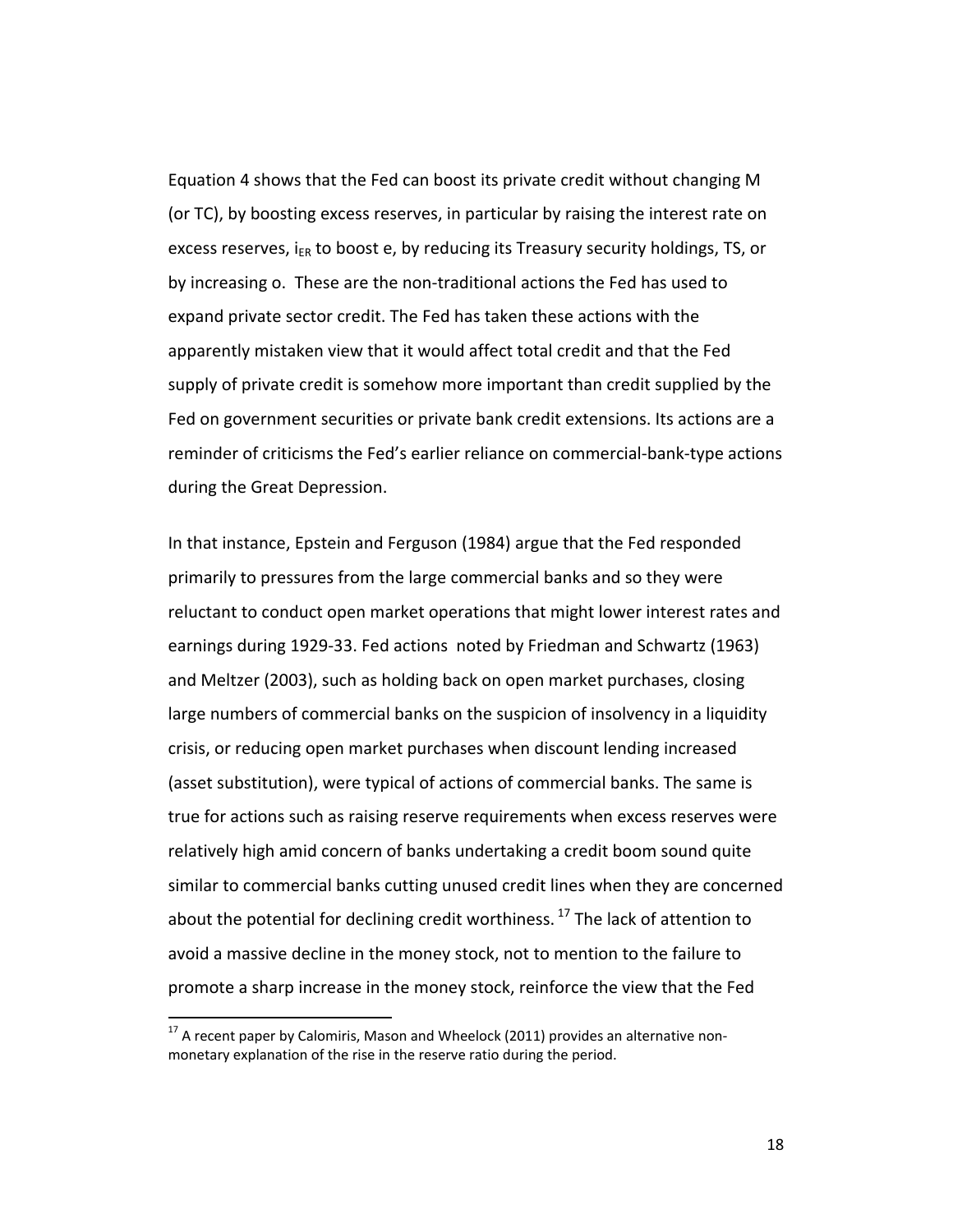Equation 4 shows that the Fed can boost its private credit without changing M (or TC), by boosting excess reserves, in particular by raising the interest rate on excess reserves, $i_{ER}$ to boost e, by reducing its Treasury security holdings, TS, or by increasing o. These are the non-traditional actions the Fed has used to expand private sector credit. The Fed has taken these actions with the apparently mistaken view that it would affect total credit and that the Fed supply of private credit is somehow more important than credit supplied by the Fed on government securities or private bank credit extensions. Its actions are a reminder of criticisms the Fed's earlier reliance on commercial-bank-type actions during the Great Depression.

In that instance, Epstein and Ferguson (1984) argue that the Fed responded primarily to pressures from the large commercial banks and so they were reluctant to conduct open market operations that might lower interest rates and earnings during 1929-33. Fed actions noted by Friedman and Schwartz (1963) and Meltzer (2003), such as holding back on open market purchases, closing large numbers of commercial banks on the suspicion of insolvency in a liquidity crisis, or reducing open market purchases when discount lending increased (asset substitution), were typical of actions of commercial banks. The same is true for actions such as raising reserve requirements when excess reserves were relatively high amid concern of banks undertaking a credit boom sound quite similar to commercial banks cutting unused credit lines when they are concerned about the potential for declining credit worthiness. [17] The lack of attention to avoid a massive decline in the money stock, not to mention to the failure to promote a sharp increase in the money stock, reinforce the view that the Fed

[17] A recent paper by Calomiris, Mason and Wheelock (2011) provides an alternative non-monetary explanation of the rise in the reserve ratio during the period.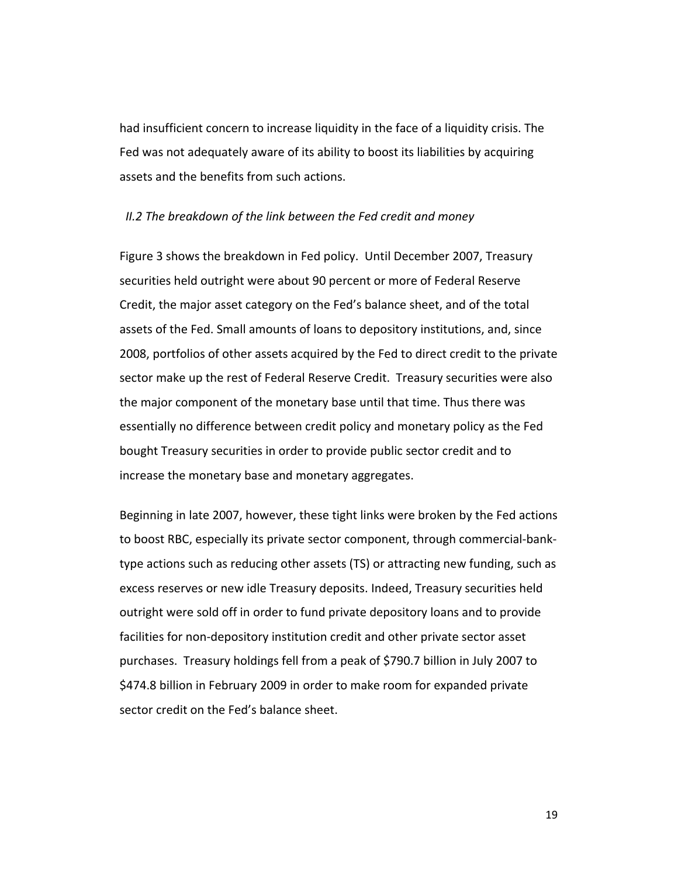had insufficient concern to increase liquidity in the face of a liquidity crisis. The Fed was not adequately aware of its ability to boost its liabilities by acquiring assets and the benefits from such actions.

### *II.2 The breakdown of the link between the Fed credit and money*

Figure 3 shows the breakdown in Fed policy. Until December 2007, Treasury securities held outright were about 90 percent or more of Federal Reserve Credit, the major asset category on the Fed's balance sheet, and of the total assets of the Fed. Small amounts of loans to depository institutions, and, since 2008, portfolios of other assets acquired by the Fed to direct credit to the private sector make up the rest of Federal Reserve Credit. Treasury securities were also the major component of the monetary base until that time. Thus there was essentially no difference between credit policy and monetary policy as the Fed bought Treasury securities in order to provide public sector credit and to increase the monetary base and monetary aggregates.

Beginning in late 2007, however, these tight links were broken by the Fed actions to boost RBC, especially its private sector component, through commercial-bank-type actions such as reducing other assets (TS) or attracting new funding, such as excess reserves or new idle Treasury deposits. Indeed, Treasury securities held outright were sold off in order to fund private depository loans and to provide facilities for non-depository institution credit and other private sector asset purchases. Treasury holdings fell from a peak of $790.7 billion in July 2007 to $474.8 billion in February 2009 in order to make room for expanded private sector credit on the Fed's balance sheet.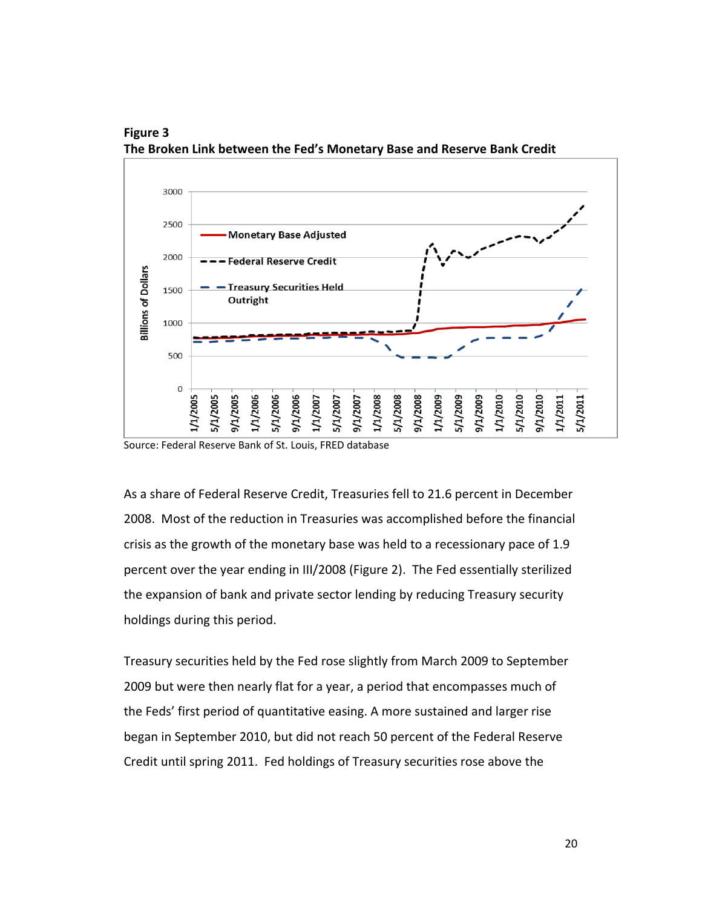**Figure 3**
**The Broken Link between the Fed's Monetary Base and Reserve Bank Credit**

Source: Federal Reserve Bank of St. Louis, FRED database

As a share of Federal Reserve Credit, Treasuries fell to 21.6 percent in December 2008. Most of the reduction in Treasuries was accomplished before the financial crisis as the growth of the monetary base was held to a recessionary pace of 1.9 percent over the year ending in III/2008 (Figure 2). The Fed essentially sterilized the expansion of bank and private sector lending by reducing Treasury security holdings during this period.

Treasury securities held by the Fed rose slightly from March 2009 to September 2009 but were then nearly flat for a year, a period that encompasses much of the Feds' first period of quantitative easing. A more sustained and larger rise began in September 2010, but did not reach 50 percent of the Federal Reserve Credit until spring 2011. Fed holdings of Treasury securities rose above the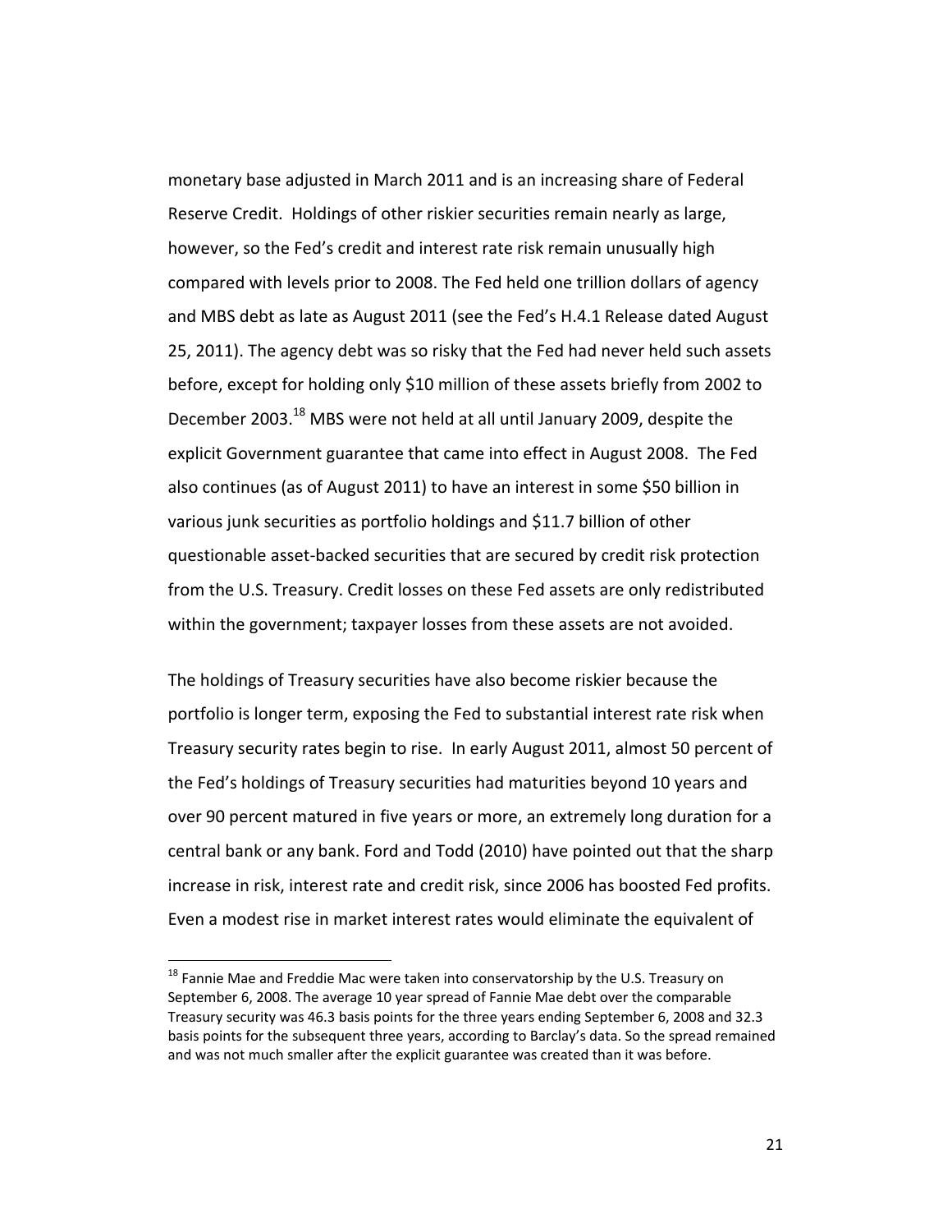monetary base adjusted in March 2011 and is an increasing share of Federal Reserve Credit. Holdings of other riskier securities remain nearly as large, however, so the Fed's credit and interest rate risk remain unusually high compared with levels prior to 2008. The Fed held one trillion dollars of agency and MBS debt as late as August 2011 (see the Fed's H.4.1 Release dated August 25, 2011). The agency debt was so risky that the Fed had never held such assets before, except for holding only $10 million of these assets briefly from 2002 to December 2003.[18] MBS were not held at all until January 2009, despite the explicit Government guarantee that came into effect in August 2008. The Fed also continues (as of August 2011) to have an interest in some $50 billion in various junk securities as portfolio holdings and $11.7 billion of other questionable asset-backed securities that are secured by credit risk protection from the U.S. Treasury. Credit losses on these Fed assets are only redistributed within the government; taxpayer losses from these assets are not avoided.

The holdings of Treasury securities have also become riskier because the portfolio is longer term, exposing the Fed to substantial interest rate risk when Treasury security rates begin to rise. In early August 2011, almost 50 percent of the Fed's holdings of Treasury securities had maturities beyond 10 years and over 90 percent matured in five years or more, an extremely long duration for a central bank or any bank. Ford and Todd (2010) have pointed out that the sharp increase in risk, interest rate and credit risk, since 2006 has boosted Fed profits. Even a modest rise in market interest rates would eliminate the equivalent of

[18] Fannie Mae and Freddie Mac were taken into conservatorship by the U.S. Treasury on September 6, 2008. The average 10 year spread of Fannie Mae debt over the comparable Treasury security was 46.3 basis points for the three years ending September 6, 2008 and 32.3 basis points for the subsequent three years, according to Barclay's data. So the spread remained and was not much smaller after the explicit guarantee was created than it was before.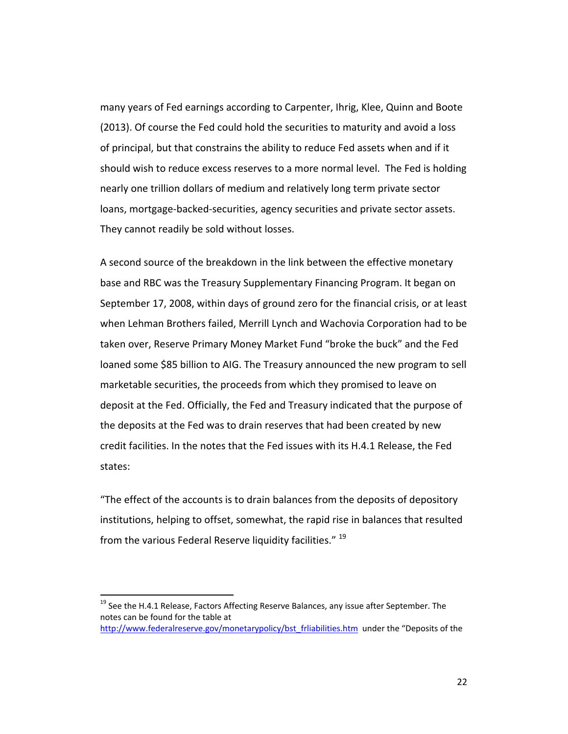many years of Fed earnings according to Carpenter, Ihrig, Klee, Quinn and Boote (2013). Of course the Fed could hold the securities to maturity and avoid a loss of principal, but that constrains the ability to reduce Fed assets when and if it should wish to reduce excess reserves to a more normal level. The Fed is holding nearly one trillion dollars of medium and relatively long term private sector loans, mortgage-backed-securities, agency securities and private sector assets. They cannot readily be sold without losses.

A second source of the breakdown in the link between the effective monetary base and RBC was the Treasury Supplementary Financing Program. It began on September 17, 2008, within days of ground zero for the financial crisis, or at least when Lehman Brothers failed, Merrill Lynch and Wachovia Corporation had to be taken over, Reserve Primary Money Market Fund "broke the buck" and the Fed loaned some $85 billion to AIG. The Treasury announced the new program to sell marketable securities, the proceeds from which they promised to leave on deposit at the Fed. Officially, the Fed and Treasury indicated that the purpose of the deposits at the Fed was to drain reserves that had been created by new credit facilities. In the notes that the Fed issues with its H.4.1 Release, the Fed states:

"The effect of the accounts is to drain balances from the deposits of depository institutions, helping to offset, somewhat, the rapid rise in balances that resulted from the various Federal Reserve liquidity facilities." [19]

---

[19] See the H.4.1 Release, Factors Affecting Reserve Balances, any issue after September. The notes can be found for the table at http://www.federalreserve.gov/monetarypolicy/bst_frliabilities.htm under the "Deposits of the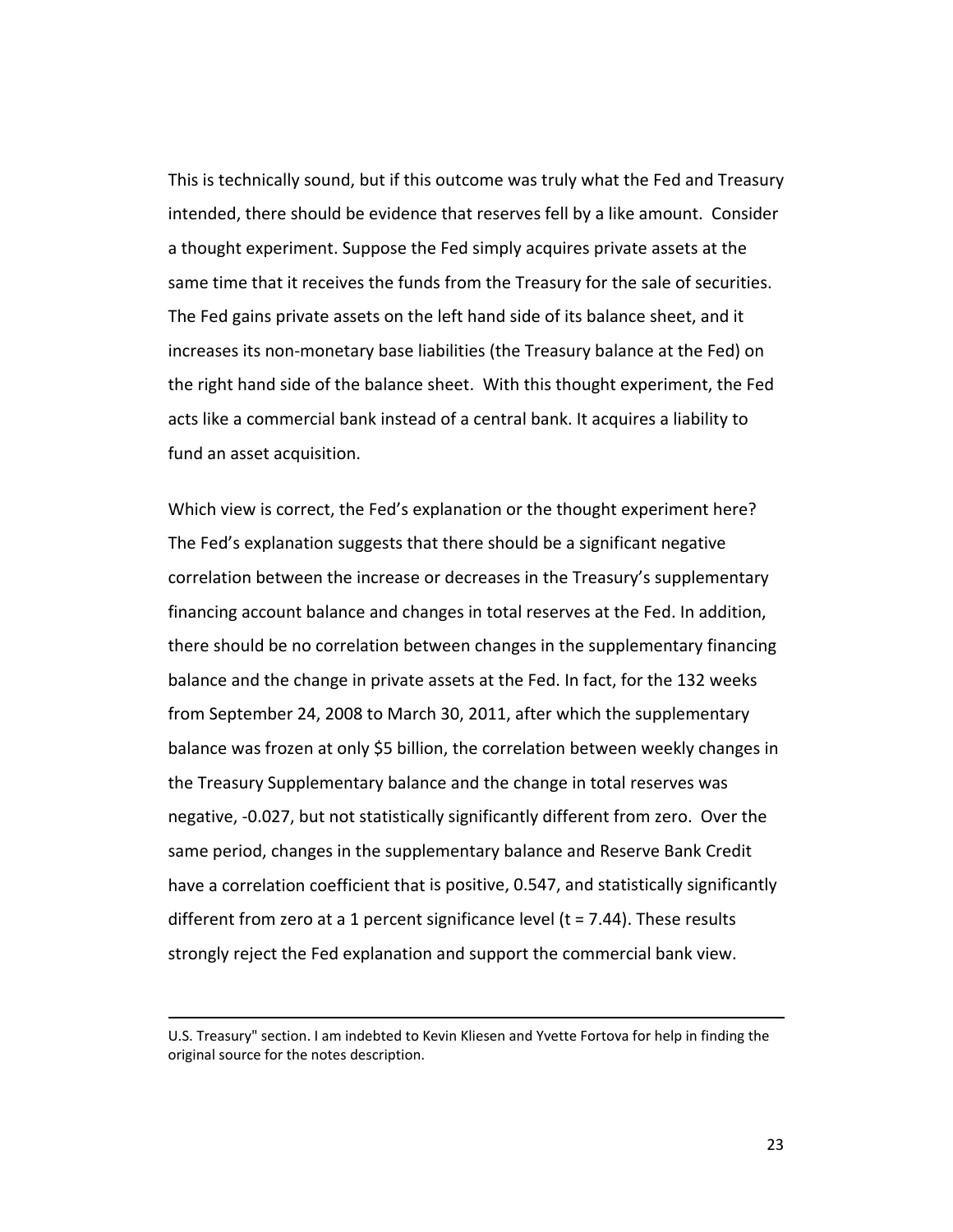This is technically sound, but if this outcome was truly what the Fed and Treasury intended, there should be evidence that reserves fell by a like amount. Consider a thought experiment. Suppose the Fed simply acquires private assets at the same time that it receives the funds from the Treasury for the sale of securities. The Fed gains private assets on the left hand side of its balance sheet, and it increases its non-monetary base liabilities (the Treasury balance at the Fed) on the right hand side of the balance sheet. With this thought experiment, the Fed acts like a commercial bank instead of a central bank. It acquires a liability to fund an asset acquisition.

Which view is correct, the Fed's explanation or the thought experiment here? The Fed's explanation suggests that there should be a significant negative correlation between the increase or decreases in the Treasury's supplementary financing account balance and changes in total reserves at the Fed. In addition, there should be no correlation between changes in the supplementary financing balance and the change in private assets at the Fed. In fact, for the 132 weeks from September 24, 2008 to March 30, 2011, after which the supplementary balance was frozen at only $5 billion, the correlation between weekly changes in the Treasury Supplementary balance and the change in total reserves was negative, -0.027, but not statistically significantly different from zero. Over the same period, changes in the supplementary balance and Reserve Bank Credit have a correlation coefficient that is positive, 0.547, and statistically significantly different from zero at a 1 percent significance level ($t = 7.44$). These results strongly reject the Fed explanation and support the commercial bank view.

---

U.S. Treasury" section. I am indebted to Kevin Kliesen and Yvette Fortova for help in finding the original source for the notes description.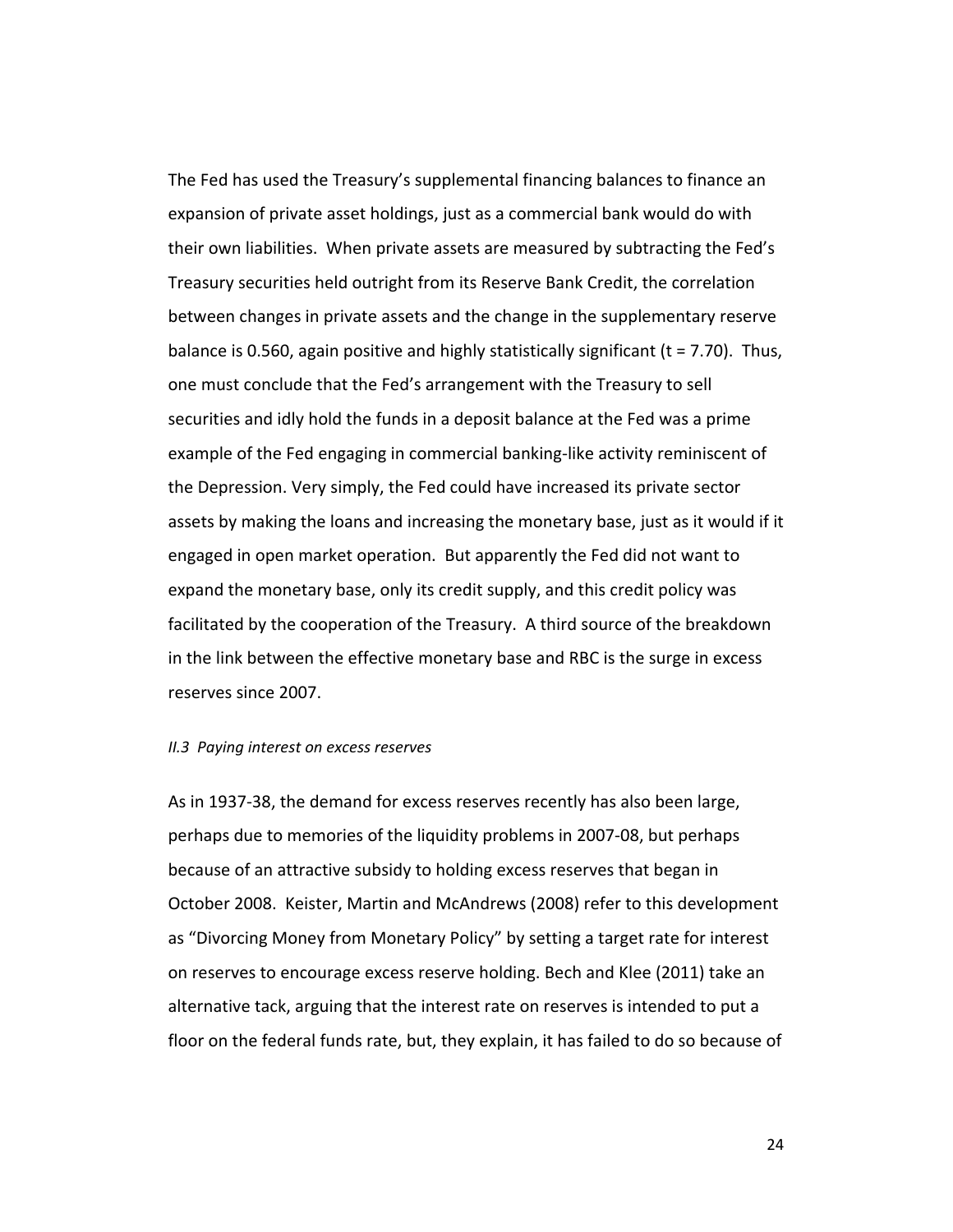The Fed has used the Treasury's supplemental financing balances to finance an expansion of private asset holdings, just as a commercial bank would do with their own liabilities. When private assets are measured by subtracting the Fed's Treasury securities held outright from its Reserve Bank Credit, the correlation between changes in private assets and the change in the supplementary reserve balance is 0.560, again positive and highly statistically significant ($t = 7.70$). Thus, one must conclude that the Fed's arrangement with the Treasury to sell securities and idly hold the funds in a deposit balance at the Fed was a prime example of the Fed engaging in commercial banking-like activity reminiscent of the Depression. Very simply, the Fed could have increased its private sector assets by making the loans and increasing the monetary base, just as it would if it engaged in open market operation. But apparently the Fed did not want to expand the monetary base, only its credit supply, and this credit policy was facilitated by the cooperation of the Treasury. A third source of the breakdown in the link between the effective monetary base and RBC is the surge in excess reserves since 2007.

### *II.3 Paying interest on excess reserves*

As in 1937-38, the demand for excess reserves recently has also been large, perhaps due to memories of the liquidity problems in 2007-08, but perhaps because of an attractive subsidy to holding excess reserves that began in October 2008. Keister, Martin and McAndrews (2008) refer to this development as "Divorcing Money from Monetary Policy" by setting a target rate for interest on reserves to encourage excess reserve holding. Bech and Klee (2011) take an alternative tack, arguing that the interest rate on reserves is intended to put a floor on the federal funds rate, but, they explain, it has failed to do so because of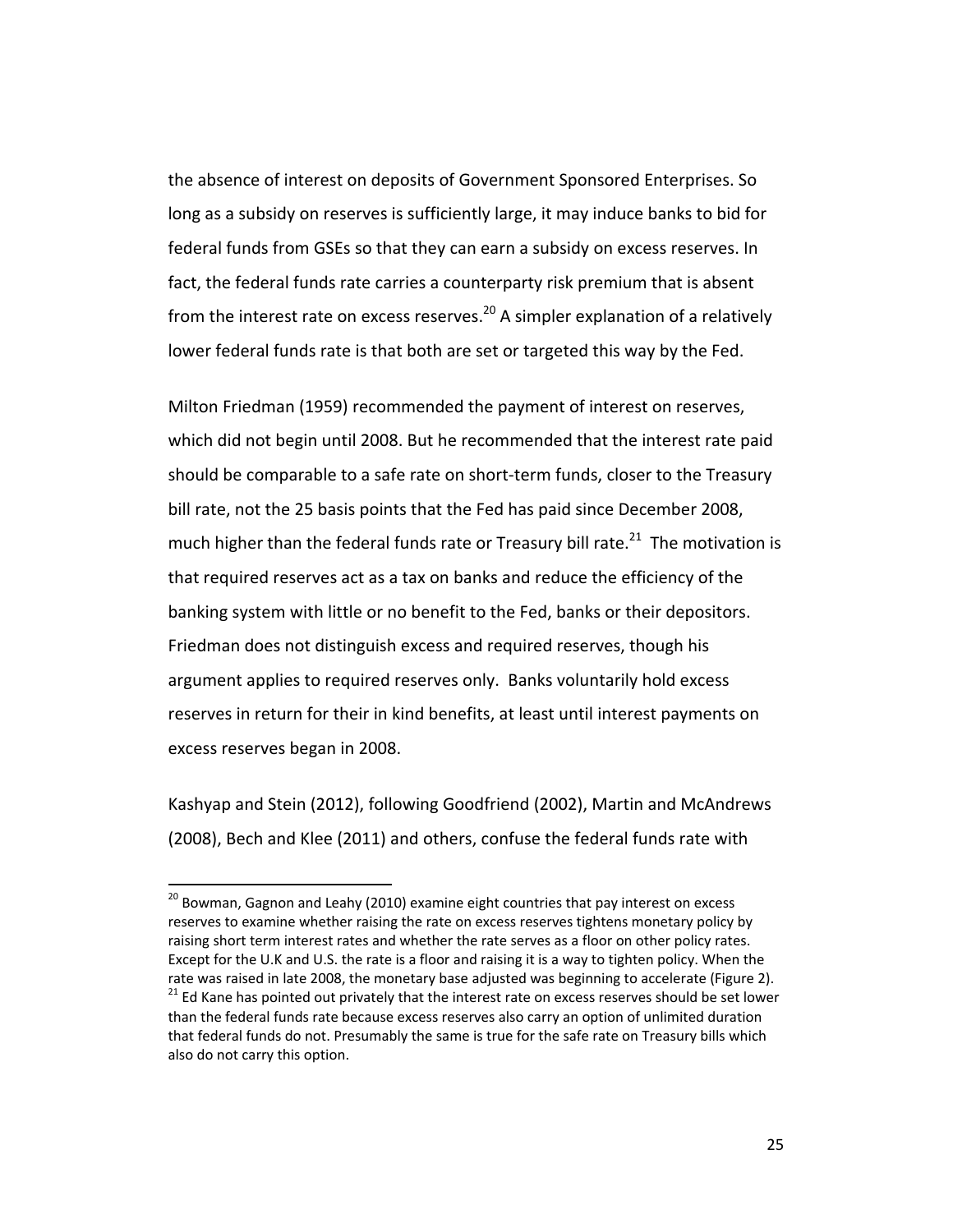the absence of interest on deposits of Government Sponsored Enterprises. So long as a subsidy on reserves is sufficiently large, it may induce banks to bid for federal funds from GSEs so that they can earn a subsidy on excess reserves. In fact, the federal funds rate carries a counterparty risk premium that is absent from the interest rate on excess reserves.[20] A simpler explanation of a relatively lower federal funds rate is that both are set or targeted this way by the Fed.

Milton Friedman (1959) recommended the payment of interest on reserves, which did not begin until 2008. But he recommended that the interest rate paid should be comparable to a safe rate on short-term funds, closer to the Treasury bill rate, not the 25 basis points that the Fed has paid since December 2008, much higher than the federal funds rate or Treasury bill rate.[21] The motivation is that required reserves act as a tax on banks and reduce the efficiency of the banking system with little or no benefit to the Fed, banks or their depositors. Friedman does not distinguish excess and required reserves, though his argument applies to required reserves only. Banks voluntarily hold excess reserves in return for their in kind benefits, at least until interest payments on excess reserves began in 2008.

Kashyap and Stein (2012), following Goodfriend (2002), Martin and McAndrews (2008), Bech and Klee (2011) and others, confuse the federal funds rate with

---

[20] Bowman, Gagnon and Leahy (2010) examine eight countries that pay interest on excess reserves to examine whether raising the rate on excess reserves tightens monetary policy by raising short term interest rates and whether the rate serves as a floor on other policy rates. Except for the U.K and U.S. the rate is a floor and raising it is a way to tighten policy. When the rate was raised in late 2008, the monetary base adjusted was beginning to accelerate (Figure 2).

[21] Ed Kane has pointed out privately that the interest rate on excess reserves should be set lower than the federal funds rate because excess reserves also carry an option of unlimited duration that federal funds do not. Presumably the same is true for the safe rate on Treasury bills which also do not carry this option.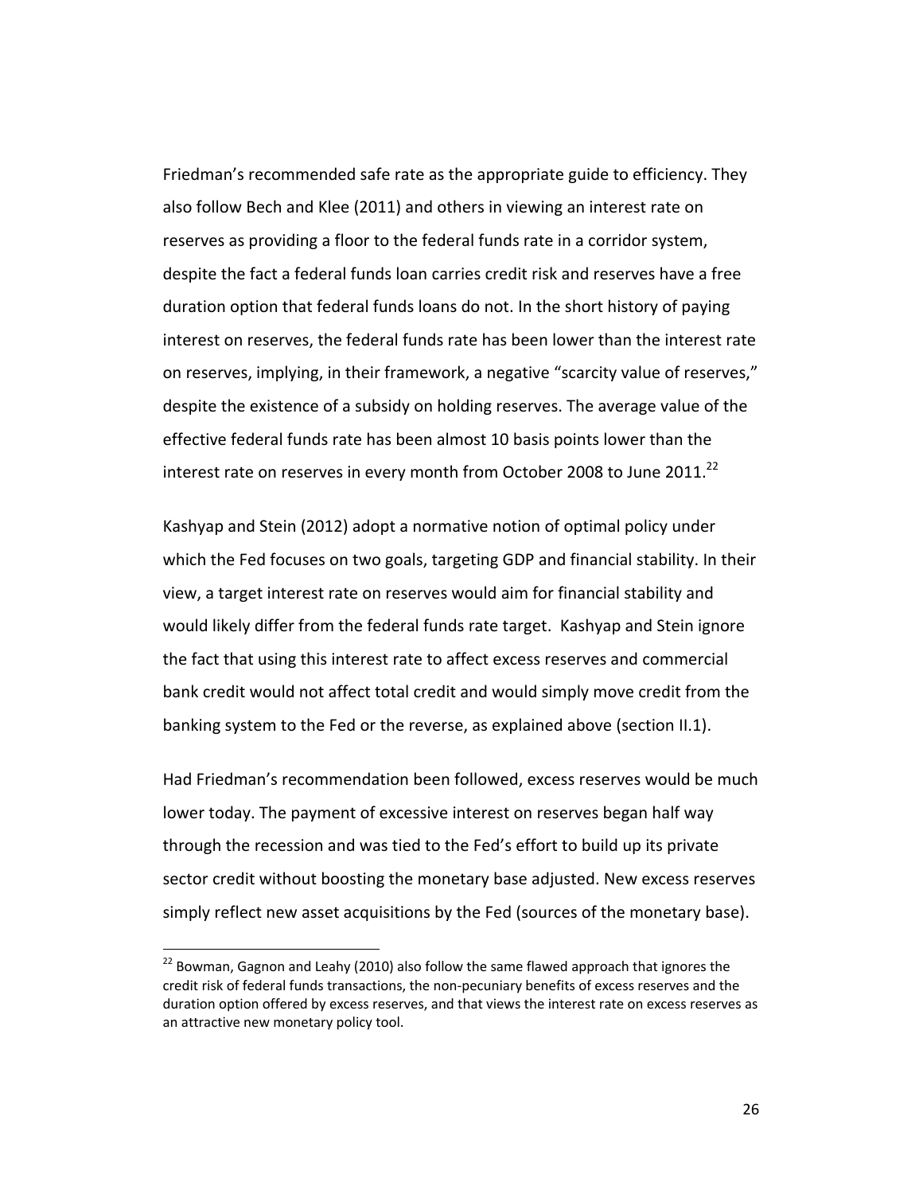Friedman's recommended safe rate as the appropriate guide to efficiency. They also follow Bech and Klee (2011) and others in viewing an interest rate on reserves as providing a floor to the federal funds rate in a corridor system, despite the fact a federal funds loan carries credit risk and reserves have a free duration option that federal funds loans do not. In the short history of paying interest on reserves, the federal funds rate has been lower than the interest rate on reserves, implying, in their framework, a negative "scarcity value of reserves," despite the existence of a subsidy on holding reserves. The average value of the effective federal funds rate has been almost 10 basis points lower than the interest rate on reserves in every month from October 2008 to June 2011.[22]

Kashyap and Stein (2012) adopt a normative notion of optimal policy under which the Fed focuses on two goals, targeting GDP and financial stability. In their view, a target interest rate on reserves would aim for financial stability and would likely differ from the federal funds rate target. Kashyap and Stein ignore the fact that using this interest rate to affect excess reserves and commercial bank credit would not affect total credit and would simply move credit from the banking system to the Fed or the reverse, as explained above (section II.1).

Had Friedman's recommendation been followed, excess reserves would be much lower today. The payment of excessive interest on reserves began half way through the recession and was tied to the Fed's effort to build up its private sector credit without boosting the monetary base adjusted. New excess reserves simply reflect new asset acquisitions by the Fed (sources of the monetary base).

[22] Bowman, Gagnon and Leahy (2010) also follow the same flawed approach that ignores the credit risk of federal funds transactions, the non-pecuniary benefits of excess reserves and the duration option offered by excess reserves, and that views the interest rate on excess reserves as an attractive new monetary policy tool.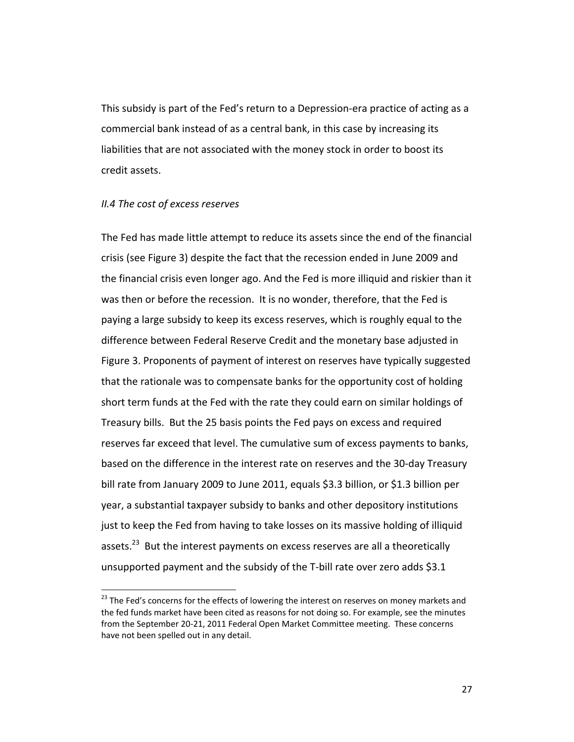This subsidy is part of the Fed's return to a Depression-era practice of acting as a commercial bank instead of as a central bank, in this case by increasing its liabilities that are not associated with the money stock in order to boost its credit assets.

### *II.4 The cost of excess reserves*

The Fed has made little attempt to reduce its assets since the end of the financial crisis (see Figure 3) despite the fact that the recession ended in June 2009 and the financial crisis even longer ago. And the Fed is more illiquid and riskier than it was then or before the recession. It is no wonder, therefore, that the Fed is paying a large subsidy to keep its excess reserves, which is roughly equal to the difference between Federal Reserve Credit and the monetary base adjusted in Figure 3. Proponents of payment of interest on reserves have typically suggested that the rationale was to compensate banks for the opportunity cost of holding short term funds at the Fed with the rate they could earn on similar holdings of Treasury bills. But the 25 basis points the Fed pays on excess and required reserves far exceed that level. The cumulative sum of excess payments to banks, based on the difference in the interest rate on reserves and the 30-day Treasury bill rate from January 2009 to June 2011, equals \$3.3 billion, or \$1.3 billion per year, a substantial taxpayer subsidy to banks and other depository institutions just to keep the Fed from having to take losses on its massive holding of illiquid assets.[23] But the interest payments on excess reserves are all a theoretically unsupported payment and the subsidy of the T-bill rate over zero adds \$3.1

[23] The Fed's concerns for the effects of lowering the interest on reserves on money markets and the fed funds market have been cited as reasons for not doing so. For example, see the minutes from the September 20-21, 2011 Federal Open Market Committee meeting. These concerns have not been spelled out in any detail.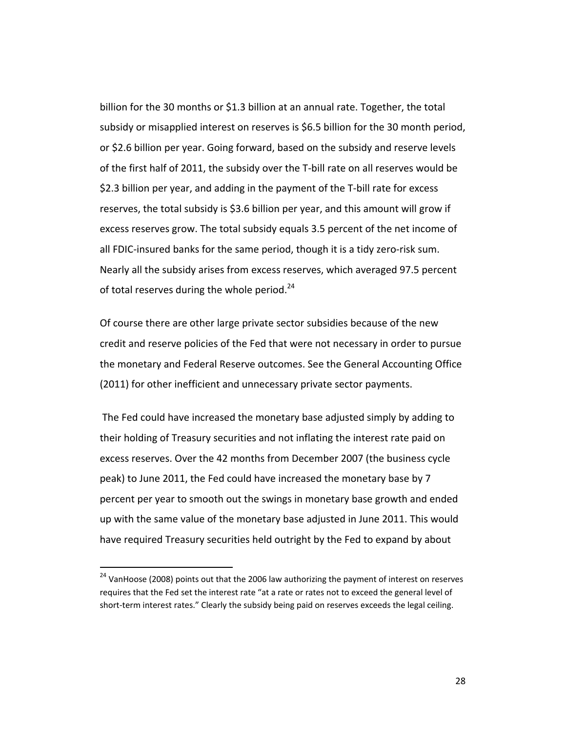billion for the 30 months or $1.3 billion at an annual rate. Together, the total subsidy or misapplied interest on reserves is $6.5 billion for the 30 month period, or $2.6 billion per year. Going forward, based on the subsidy and reserve levels of the first half of 2011, the subsidy over the T-bill rate on all reserves would be $2.3 billion per year, and adding in the payment of the T-bill rate for excess reserves, the total subsidy is $3.6 billion per year, and this amount will grow if excess reserves grow. The total subsidy equals 3.5 percent of the net income of all FDIC-insured banks for the same period, though it is a tidy zero-risk sum. Nearly all the subsidy arises from excess reserves, which averaged 97.5 percent of total reserves during the whole period.[24]

Of course there are other large private sector subsidies because of the new credit and reserve policies of the Fed that were not necessary in order to pursue the monetary and Federal Reserve outcomes. See the General Accounting Office (2011) for other inefficient and unnecessary private sector payments.

The Fed could have increased the monetary base adjusted simply by adding to their holding of Treasury securities and not inflating the interest rate paid on excess reserves. Over the 42 months from December 2007 (the business cycle peak) to June 2011, the Fed could have increased the monetary base by 7 percent per year to smooth out the swings in monetary base growth and ended up with the same value of the monetary base adjusted in June 2011. This would have required Treasury securities held outright by the Fed to expand by about

[24] VanHoose (2008) points out that the 2006 law authorizing the payment of interest on reserves requires that the Fed set the interest rate "at a rate or rates not to exceed the general level of short-term interest rates." Clearly the subsidy being paid on reserves exceeds the legal ceiling.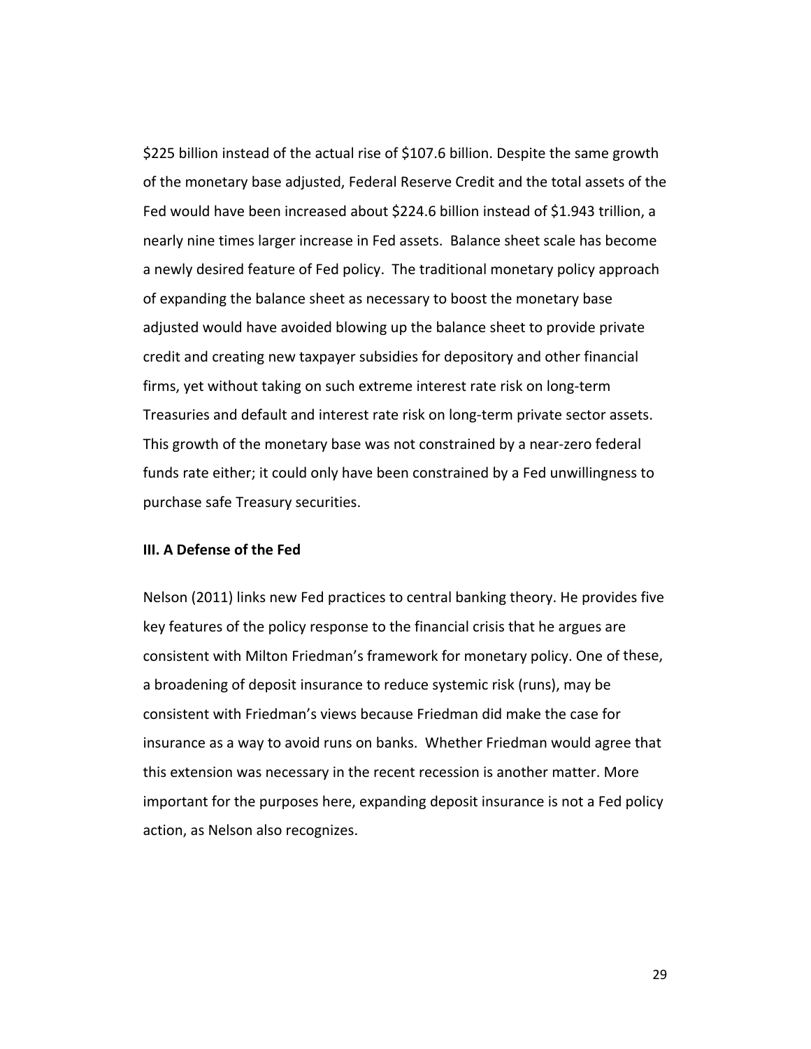$225 billion instead of the actual rise of $107.6 billion. Despite the same growth of the monetary base adjusted, Federal Reserve Credit and the total assets of the Fed would have been increased about $224.6 billion instead of $1.943 trillion, a nearly nine times larger increase in Fed assets. Balance sheet scale has become a newly desired feature of Fed policy. The traditional monetary policy approach of expanding the balance sheet as necessary to boost the monetary base adjusted would have avoided blowing up the balance sheet to provide private credit and creating new taxpayer subsidies for depository and other financial firms, yet without taking on such extreme interest rate risk on long-term Treasuries and default and interest rate risk on long-term private sector assets. This growth of the monetary base was not constrained by a near-zero federal funds rate either; it could only have been constrained by a Fed unwillingness to purchase safe Treasury securities.

### III. A Defense of the Fed

Nelson (2011) links new Fed practices to central banking theory. He provides five key features of the policy response to the financial crisis that he argues are consistent with Milton Friedman's framework for monetary policy. One of these, a broadening of deposit insurance to reduce systemic risk (runs), may be consistent with Friedman's views because Friedman did make the case for insurance as a way to avoid runs on banks. Whether Friedman would agree that this extension was necessary in the recent recession is another matter. More important for the purposes here, expanding deposit insurance is not a Fed policy action, as Nelson also recognizes.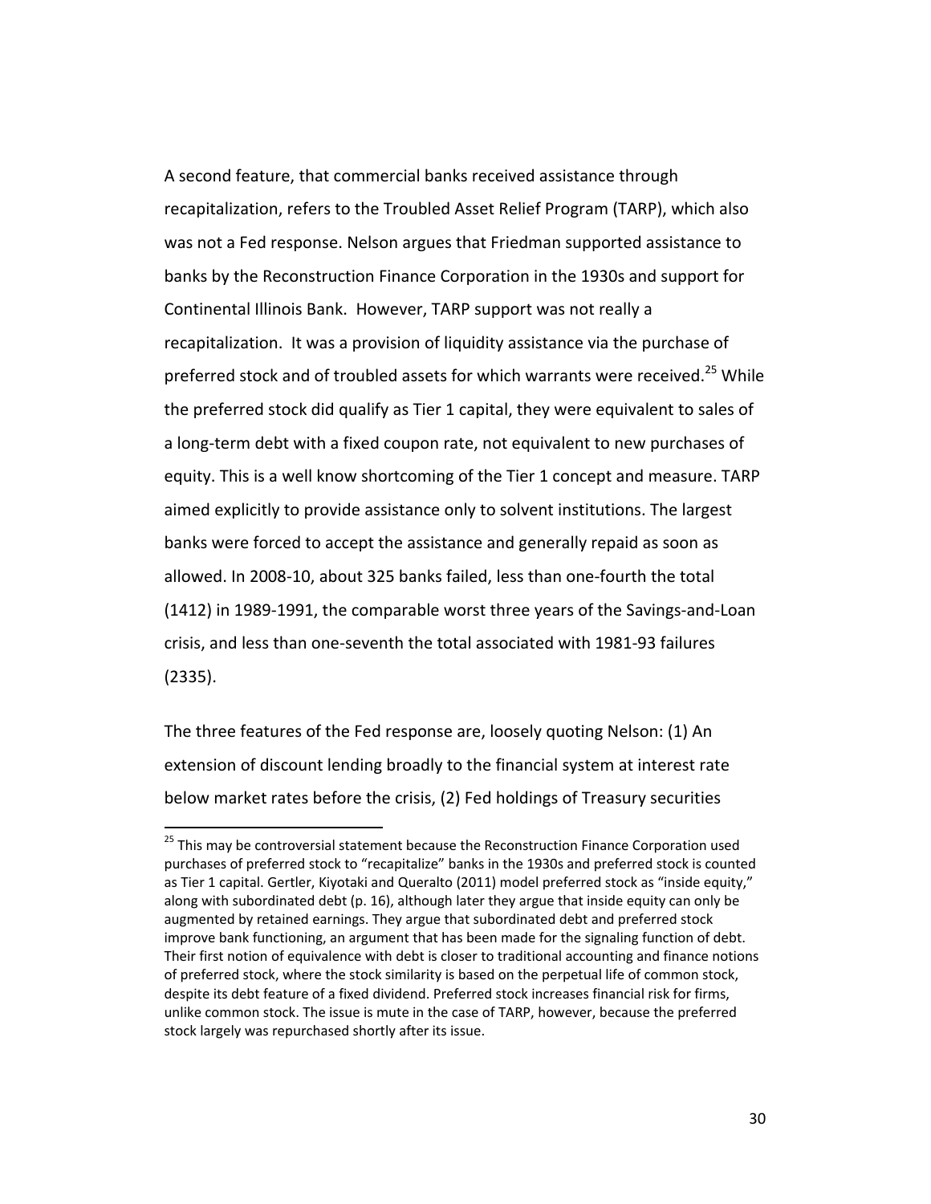A second feature, that commercial banks received assistance through recapitalization, refers to the Troubled Asset Relief Program (TARP), which also was not a Fed response. Nelson argues that Friedman supported assistance to banks by the Reconstruction Finance Corporation in the 1930s and support for Continental Illinois Bank. However, TARP support was not really a recapitalization. It was a provision of liquidity assistance via the purchase of preferred stock and of troubled assets for which warrants were received.[25] While the preferred stock did qualify as Tier 1 capital, they were equivalent to sales of a long-term debt with a fixed coupon rate, not equivalent to new purchases of equity. This is a well know shortcoming of the Tier 1 concept and measure. TARP aimed explicitly to provide assistance only to solvent institutions. The largest banks were forced to accept the assistance and generally repaid as soon as allowed. In 2008-10, about 325 banks failed, less than one-fourth the total (1412) in 1989-1991, the comparable worst three years of the Savings-and-Loan crisis, and less than one-seventh the total associated with 1981-93 failures (2335).

The three features of the Fed response are, loosely quoting Nelson: (1) An extension of discount lending broadly to the financial system at interest rate below market rates before the crisis, (2) Fed holdings of Treasury securities

[25] This may be controversial statement because the Reconstruction Finance Corporation used purchases of preferred stock to "recapitalize" banks in the 1930s and preferred stock is counted as Tier 1 capital. Gertler, Kiyotaki and Queralto (2011) model preferred stock as "inside equity," along with subordinated debt (p. 16), although later they argue that inside equity can only be augmented by retained earnings. They argue that subordinated debt and preferred stock improve bank functioning, an argument that has been made for the signaling function of debt. Their first notion of equivalence with debt is closer to traditional accounting and finance notions of preferred stock, where the stock similarity is based on the perpetual life of common stock, despite its debt feature of a fixed dividend. Preferred stock increases financial risk for firms, unlike common stock. The issue is mute in the case of TARP, however, because the preferred stock largely was repurchased shortly after its issue.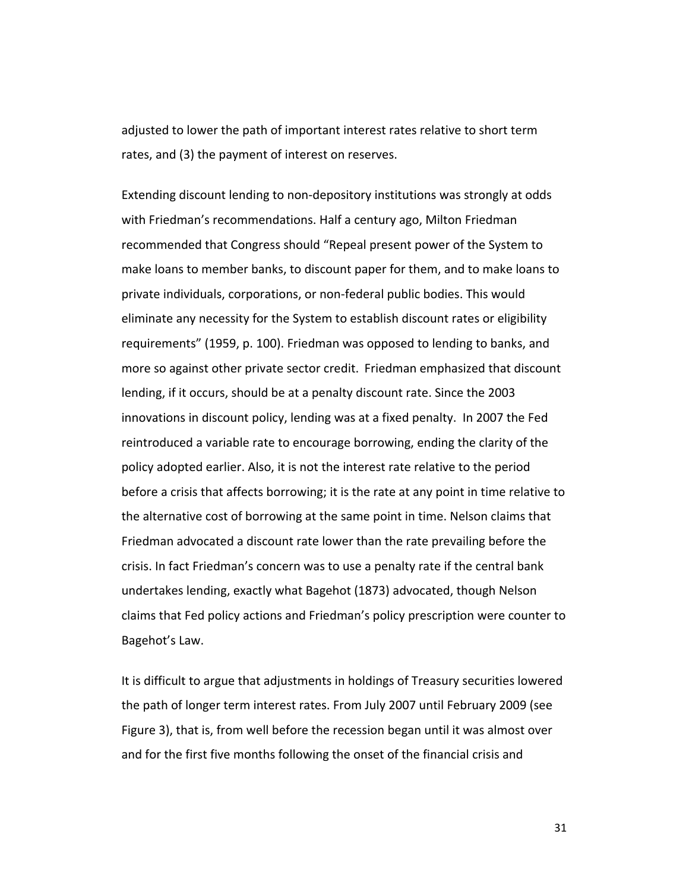adjusted to lower the path of important interest rates relative to short term rates, and (3) the payment of interest on reserves.

Extending discount lending to non-depository institutions was strongly at odds with Friedman's recommendations. Half a century ago, Milton Friedman recommended that Congress should "Repeal present power of the System to make loans to member banks, to discount paper for them, and to make loans to private individuals, corporations, or non-federal public bodies. This would eliminate any necessity for the System to establish discount rates or eligibility requirements" (1959, p. 100). Friedman was opposed to lending to banks, and more so against other private sector credit. Friedman emphasized that discount lending, if it occurs, should be at a penalty discount rate. Since the 2003 innovations in discount policy, lending was at a fixed penalty. In 2007 the Fed reintroduced a variable rate to encourage borrowing, ending the clarity of the policy adopted earlier. Also, it is not the interest rate relative to the period before a crisis that affects borrowing; it is the rate at any point in time relative to the alternative cost of borrowing at the same point in time. Nelson claims that Friedman advocated a discount rate lower than the rate prevailing before the crisis. In fact Friedman's concern was to use a penalty rate if the central bank undertakes lending, exactly what Bagehot (1873) advocated, though Nelson claims that Fed policy actions and Friedman's policy prescription were counter to Bagehot's Law.

It is difficult to argue that adjustments in holdings of Treasury securities lowered the path of longer term interest rates. From July 2007 until February 2009 (see Figure 3), that is, from well before the recession began until it was almost over and for the first five months following the onset of the financial crisis and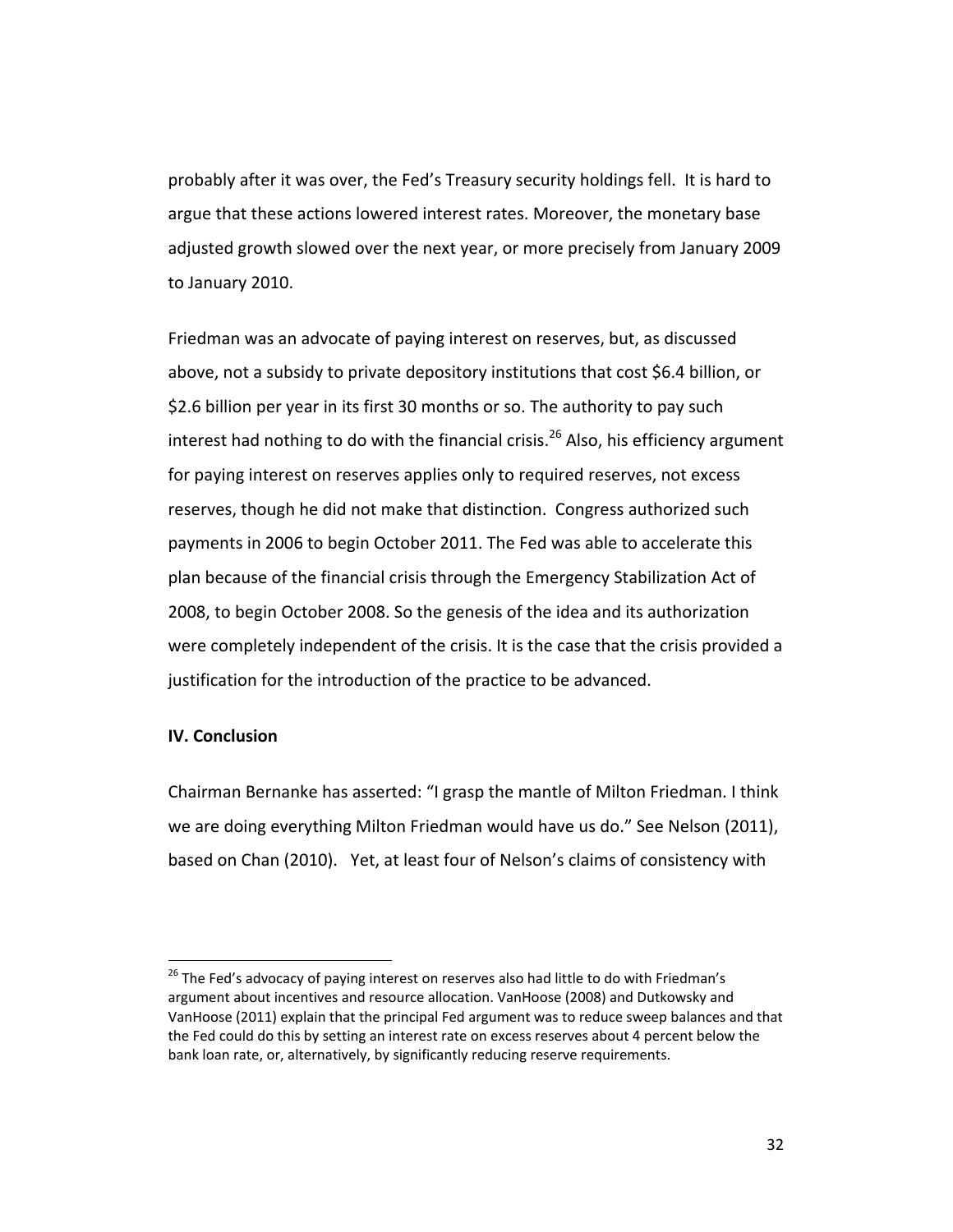probably after it was over, the Fed's Treasury security holdings fell. It is hard to argue that these actions lowered interest rates. Moreover, the monetary base adjusted growth slowed over the next year, or more precisely from January 2009 to January 2010.

Friedman was an advocate of paying interest on reserves, but, as discussed above, not a subsidy to private depository institutions that cost \$6.4 billion, or \$2.6 billion per year in its first 30 months or so. The authority to pay such interest had nothing to do with the financial crisis.[26] Also, his efficiency argument for paying interest on reserves applies only to required reserves, not excess reserves, though he did not make that distinction. Congress authorized such payments in 2006 to begin October 2011. The Fed was able to accelerate this plan because of the financial crisis through the Emergency Stabilization Act of 2008, to begin October 2008. So the genesis of the idea and its authorization were completely independent of the crisis. It is the case that the crisis provided a justification for the introduction of the practice to be advanced.

**IV. Conclusion**

Chairman Bernanke has asserted: "I grasp the mantle of Milton Friedman. I think we are doing everything Milton Friedman would have us do." See Nelson (2011), based on Chan (2010). Yet, at least four of Nelson's claims of consistency with

---

[26] The Fed's advocacy of paying interest on reserves also had little to do with Friedman's argument about incentives and resource allocation. VanHoose (2008) and Dutkowsky and VanHoose (2011) explain that the principal Fed argument was to reduce sweep balances and that the Fed could do this by setting an interest rate on excess reserves about 4 percent below the bank loan rate, or, alternatively, by significantly reducing reserve requirements.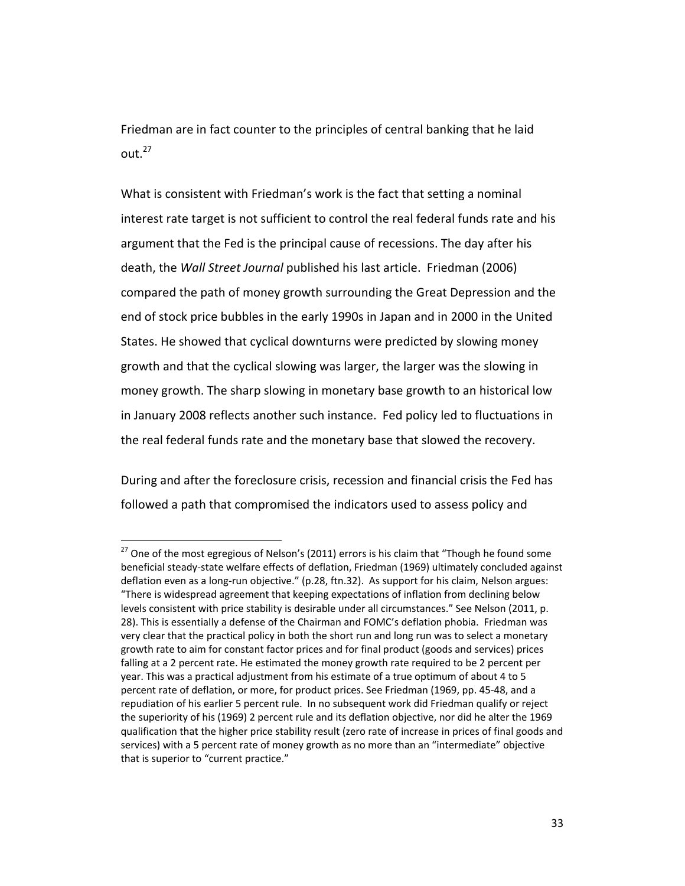Friedman are in fact counter to the principles of central banking that he laid out.[27]

What is consistent with Friedman's work is the fact that setting a nominal interest rate target is not sufficient to control the real federal funds rate and his argument that the Fed is the principal cause of recessions. The day after his death, the *Wall Street Journal* published his last article. Friedman (2006) compared the path of money growth surrounding the Great Depression and the end of stock price bubbles in the early 1990s in Japan and in 2000 in the United States. He showed that cyclical downturns were predicted by slowing money growth and that the cyclical slowing was larger, the larger was the slowing in money growth. The sharp slowing in monetary base growth to an historical low in January 2008 reflects another such instance. Fed policy led to fluctuations in the real federal funds rate and the monetary base that slowed the recovery.

During and after the foreclosure crisis, recession and financial crisis the Fed has followed a path that compromised the indicators used to assess policy and

---

[27] One of the most egregious of Nelson's (2011) errors is his claim that "Though he found some beneficial steady-state welfare effects of deflation, Friedman (1969) ultimately concluded against deflation even as a long-run objective." (p.28, ftn.32). As support for his claim, Nelson argues: "There is widespread agreement that keeping expectations of inflation from declining below levels consistent with price stability is desirable under all circumstances." See Nelson (2011, p. 28). This is essentially a defense of the Chairman and FOMC's deflation phobia. Friedman was very clear that the practical policy in both the short run and long run was to select a monetary growth rate to aim for constant factor prices and for final product (goods and services) prices falling at a 2 percent rate. He estimated the money growth rate required to be 2 percent per year. This was a practical adjustment from his estimate of a true optimum of about 4 to 5 percent rate of deflation, or more, for product prices. See Friedman (1969, pp. 45-48, and a repudiation of his earlier 5 percent rule. In no subsequent work did Friedman qualify or reject the superiority of his (1969) 2 percent rule and its deflation objective, nor did he alter the 1969 qualification that the higher price stability result (zero rate of increase in prices of final goods and services) with a 5 percent rate of money growth as no more than an "intermediate" objective that is superior to "current practice."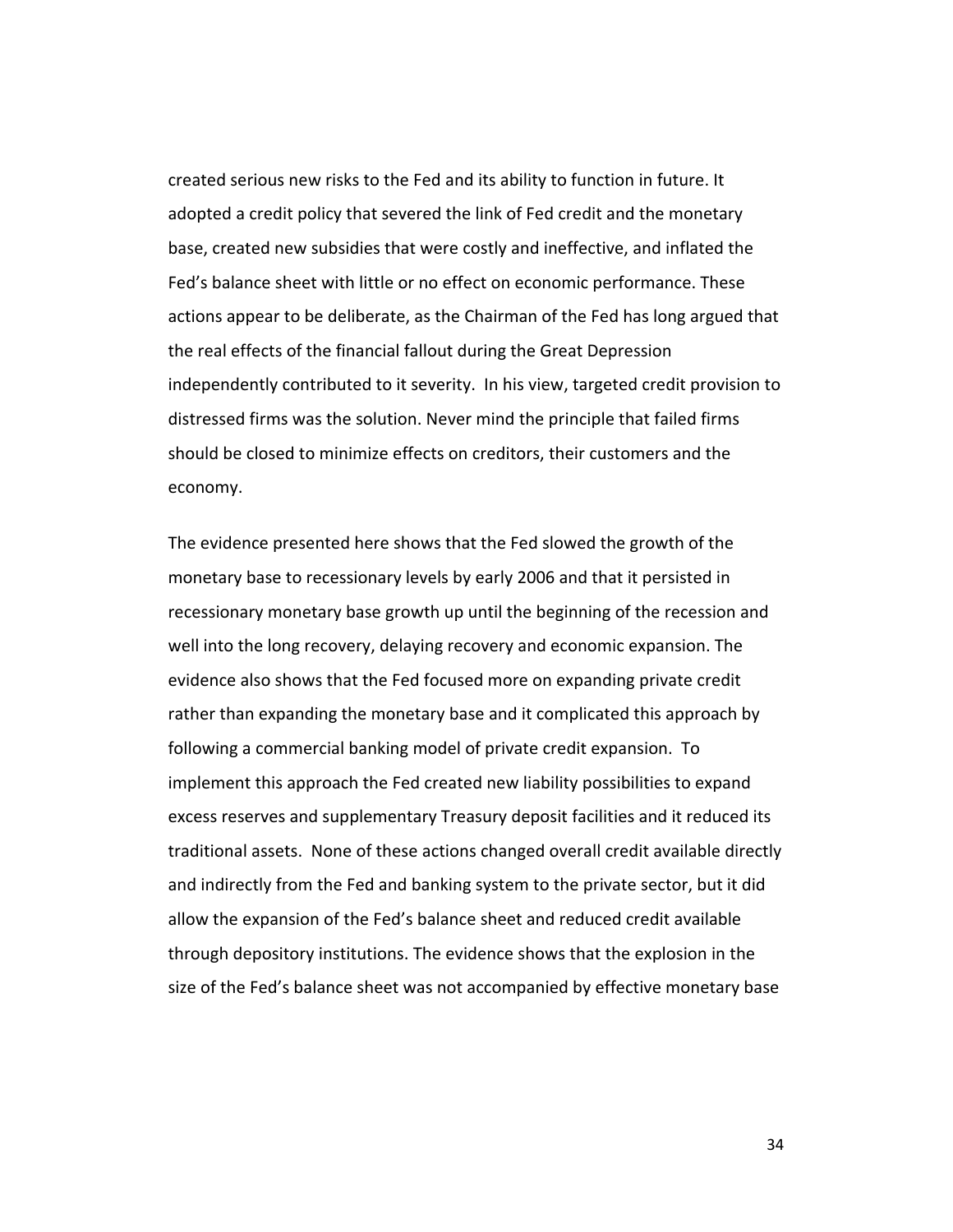created serious new risks to the Fed and its ability to function in future. It adopted a credit policy that severed the link of Fed credit and the monetary base, created new subsidies that were costly and ineffective, and inflated the Fed's balance sheet with little or no effect on economic performance. These actions appear to be deliberate, as the Chairman of the Fed has long argued that the real effects of the financial fallout during the Great Depression independently contributed to it severity. In his view, targeted credit provision to distressed firms was the solution. Never mind the principle that failed firms should be closed to minimize effects on creditors, their customers and the economy.

The evidence presented here shows that the Fed slowed the growth of the monetary base to recessionary levels by early 2006 and that it persisted in recessionary monetary base growth up until the beginning of the recession and well into the long recovery, delaying recovery and economic expansion. The evidence also shows that the Fed focused more on expanding private credit rather than expanding the monetary base and it complicated this approach by following a commercial banking model of private credit expansion. To implement this approach the Fed created new liability possibilities to expand excess reserves and supplementary Treasury deposit facilities and it reduced its traditional assets. None of these actions changed overall credit available directly and indirectly from the Fed and banking system to the private sector, but it did allow the expansion of the Fed's balance sheet and reduced credit available through depository institutions. The evidence shows that the explosion in the size of the Fed's balance sheet was not accompanied by effective monetary base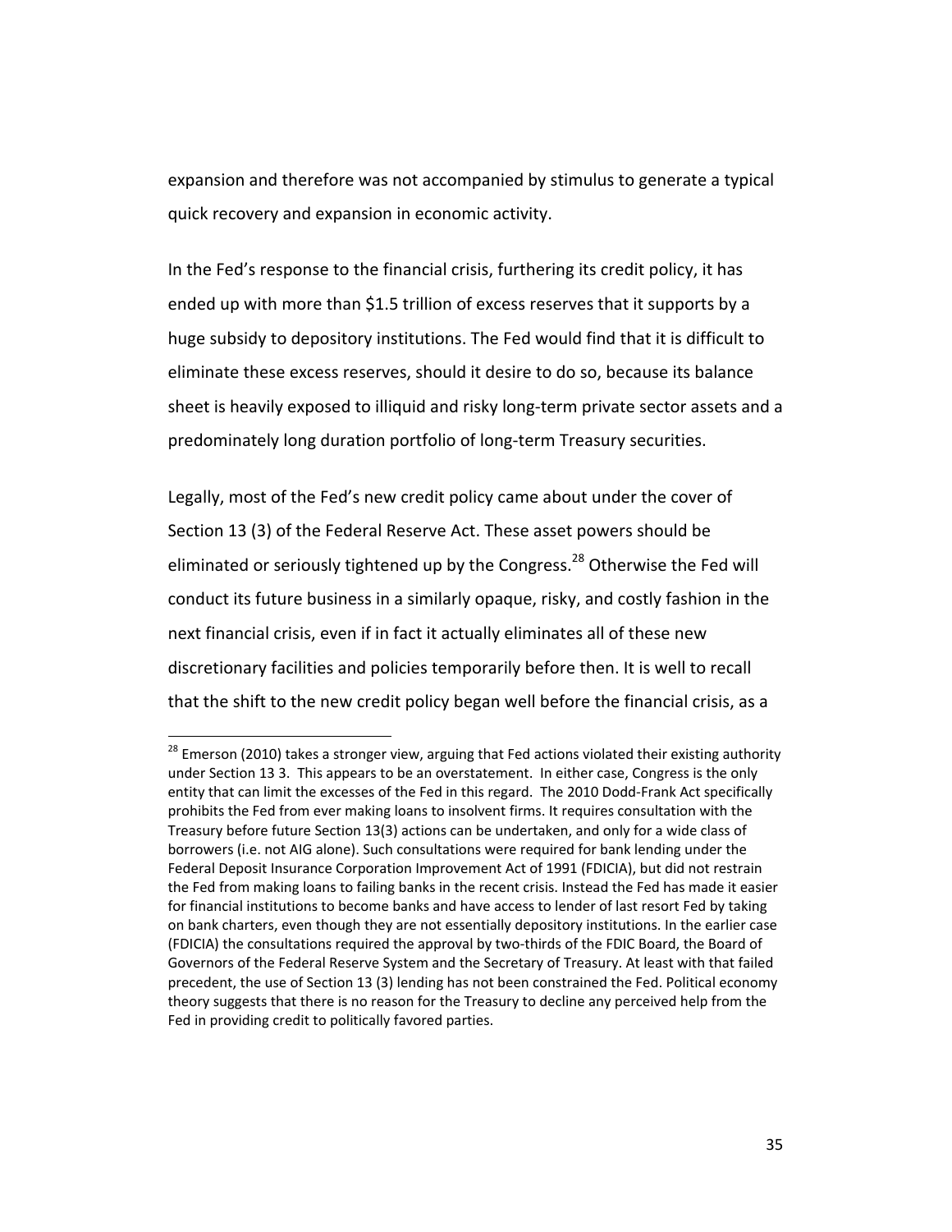expansion and therefore was not accompanied by stimulus to generate a typical quick recovery and expansion in economic activity.

In the Fed's response to the financial crisis, furthering its credit policy, it has ended up with more than $1.5 trillion of excess reserves that it supports by a huge subsidy to depository institutions. The Fed would find that it is difficult to eliminate these excess reserves, should it desire to do so, because its balance sheet is heavily exposed to illiquid and risky long-term private sector assets and a predominately long duration portfolio of long-term Treasury securities.

Legally, most of the Fed's new credit policy came about under the cover of Section 13 (3) of the Federal Reserve Act. These asset powers should be eliminated or seriously tightened up by the Congress.[28] Otherwise the Fed will conduct its future business in a similarly opaque, risky, and costly fashion in the next financial crisis, even if in fact it actually eliminates all of these new discretionary facilities and policies temporarily before then. It is well to recall that the shift to the new credit policy began well before the financial crisis, as a

---

[28] Emerson (2010) takes a stronger view, arguing that Fed actions violated their existing authority under Section 13 3. This appears to be an overstatement. In either case, Congress is the only entity that can limit the excesses of the Fed in this regard. The 2010 Dodd-Frank Act specifically prohibits the Fed from ever making loans to insolvent firms. It requires consultation with the Treasury before future Section 13(3) actions can be undertaken, and only for a wide class of borrowers (i.e. not AIG alone). Such consultations were required for bank lending under the Federal Deposit Insurance Corporation Improvement Act of 1991 (FDICIA), but did not restrain the Fed from making loans to failing banks in the recent crisis. Instead the Fed has made it easier for financial institutions to become banks and have access to lender of last resort Fed by taking on bank charters, even though they are not essentially depository institutions. In the earlier case (FDICIA) the consultations required the approval by two-thirds of the FDIC Board, the Board of Governors of the Federal Reserve System and the Secretary of Treasury. At least with that failed precedent, the use of Section 13 (3) lending has not been constrained the Fed. Political economy theory suggests that there is no reason for the Treasury to decline any perceived help from the Fed in providing credit to politically favored parties.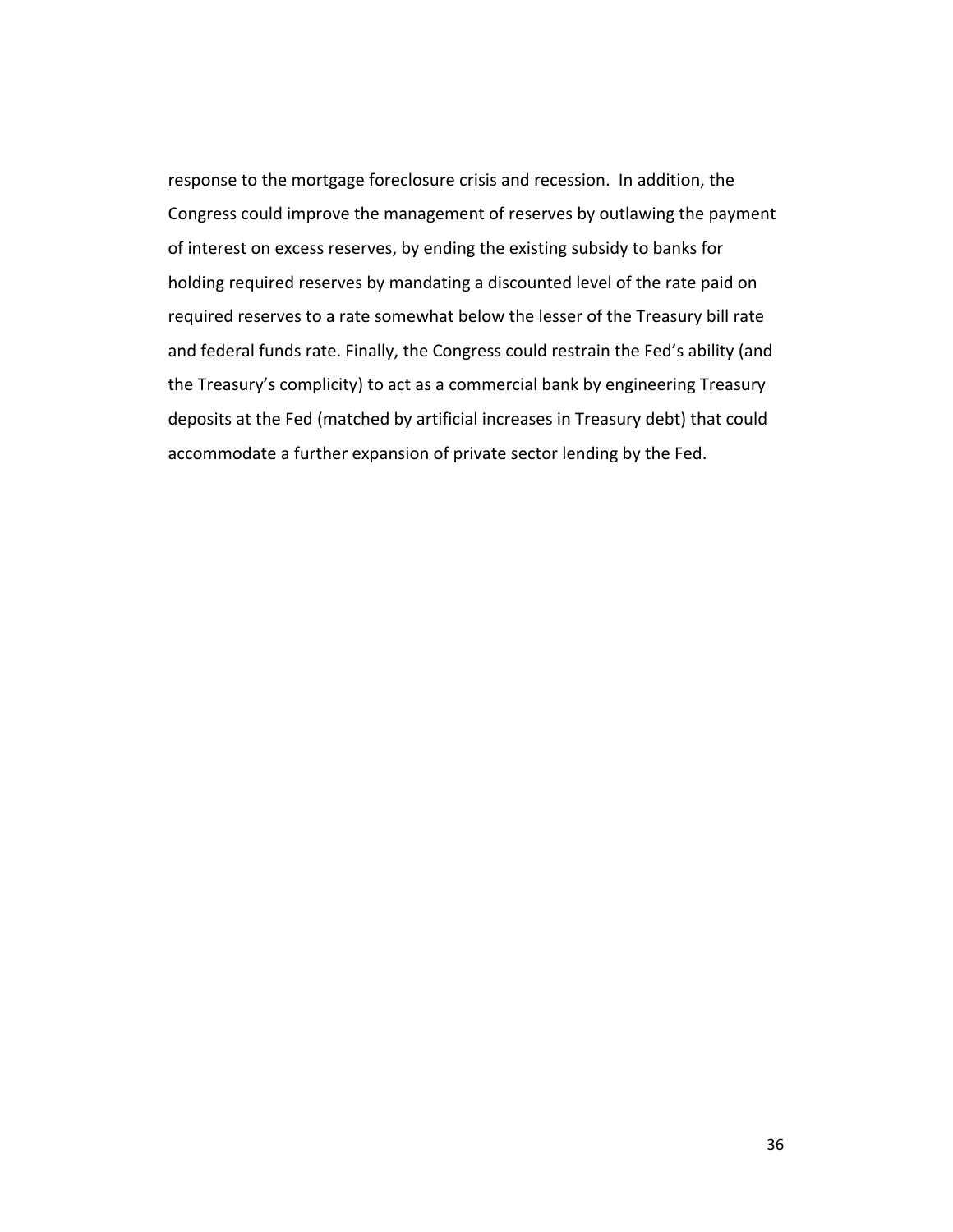response to the mortgage foreclosure crisis and recession. In addition, the Congress could improve the management of reserves by outlawing the payment of interest on excess reserves, by ending the existing subsidy to banks for holding required reserves by mandating a discounted level of the rate paid on required reserves to a rate somewhat below the lesser of the Treasury bill rate and federal funds rate. Finally, the Congress could restrain the Fed's ability (and the Treasury's complicity) to act as a commercial bank by engineering Treasury deposits at the Fed (matched by artificial increases in Treasury debt) that could accommodate a further expansion of private sector lending by the Fed.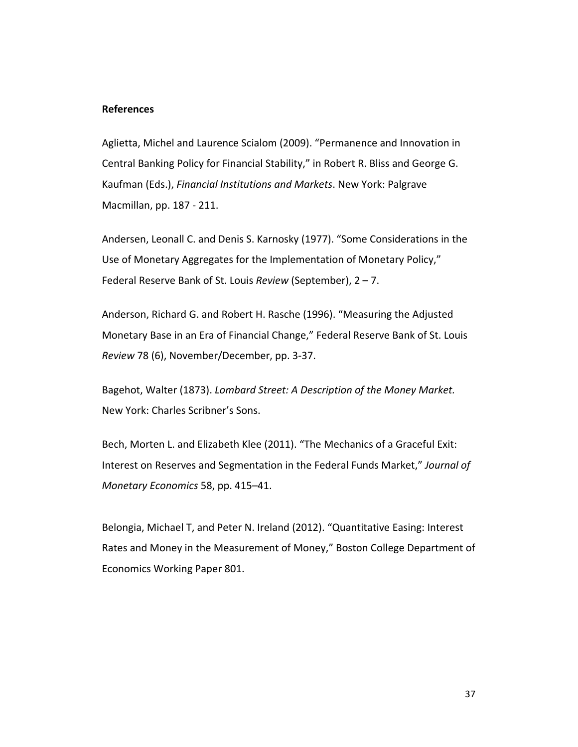**References**

Aglietta, Michel and Laurence Scialom (2009). "Permanence and Innovation in Central Banking Policy for Financial Stability," in Robert R. Bliss and George G. Kaufman (Eds.), *Financial Institutions and Markets*. New York: Palgrave Macmillan, pp. 187 - 211.

Andersen, Leonall C. and Denis S. Karnosky (1977). "Some Considerations in the Use of Monetary Aggregates for the Implementation of Monetary Policy," Federal Reserve Bank of St. Louis *Review* (September), 2 – 7.

Anderson, Richard G. and Robert H. Rasche (1996). "Measuring the Adjusted Monetary Base in an Era of Financial Change," Federal Reserve Bank of St. Louis *Review* 78 (6), November/December, pp. 3-37.

Bagehot, Walter (1873). *Lombard Street: A Description of the Money Market.* New York: Charles Scribner's Sons.

Bech, Morten L. and Elizabeth Klee (2011). "The Mechanics of a Graceful Exit: Interest on Reserves and Segmentation in the Federal Funds Market," *Journal of Monetary Economics* 58, pp. 415–41.

Belongia, Michael T, and Peter N. Ireland (2012). "Quantitative Easing: Interest Rates and Money in the Measurement of Money," Boston College Department of Economics Working Paper 801.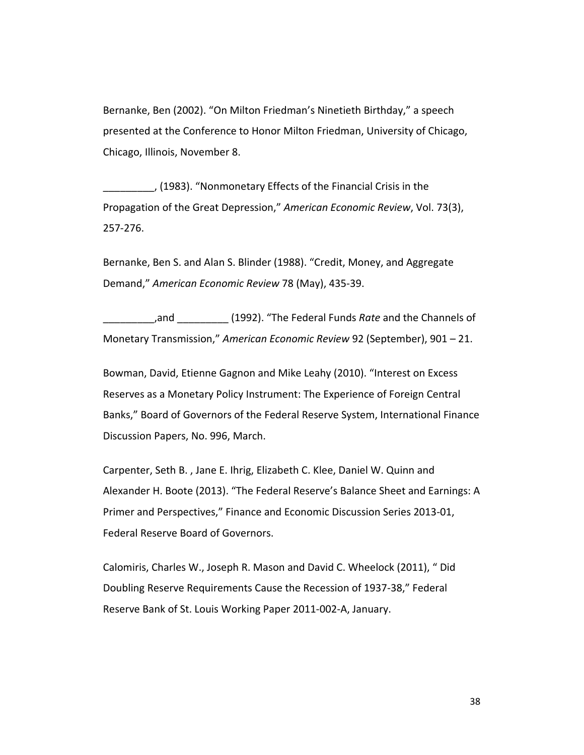Bernanke, Ben (2002). “On Milton Friedman’s Ninetieth Birthday,” a speech presented at the Conference to Honor Milton Friedman, University of Chicago, Chicago, Illinois, November 8.

_________, (1983). “Nonmonetary Effects of the Financial Crisis in the Propagation of the Great Depression,” *American Economic Review*, Vol. 73(3), 257-276.

Bernanke, Ben S. and Alan S. Blinder (1988). “Credit, Money, and Aggregate Demand,” *American Economic Review* 78 (May), 435-39.

_________,and _________ (1992). “The Federal Funds *Rate* and the Channels of Monetary Transmission,” *American Economic Review* 92 (September), 901 – 21.

Bowman, David, Etienne Gagnon and Mike Leahy (2010). “Interest on Excess Reserves as a Monetary Policy Instrument: The Experience of Foreign Central Banks,” Board of Governors of the Federal Reserve System, International Finance Discussion Papers, No. 996, March.

Carpenter, Seth B. , Jane E. Ihrig, Elizabeth C. Klee, Daniel W. Quinn and Alexander H. Boote (2013). “The Federal Reserve’s Balance Sheet and Earnings: A Primer and Perspectives,” Finance and Economic Discussion Series 2013-01, Federal Reserve Board of Governors.

Calomiris, Charles W., Joseph R. Mason and David C. Wheelock (2011), “ Did Doubling Reserve Requirements Cause the Recession of 1937-38,” Federal Reserve Bank of St. Louis Working Paper 2011-002-A, January.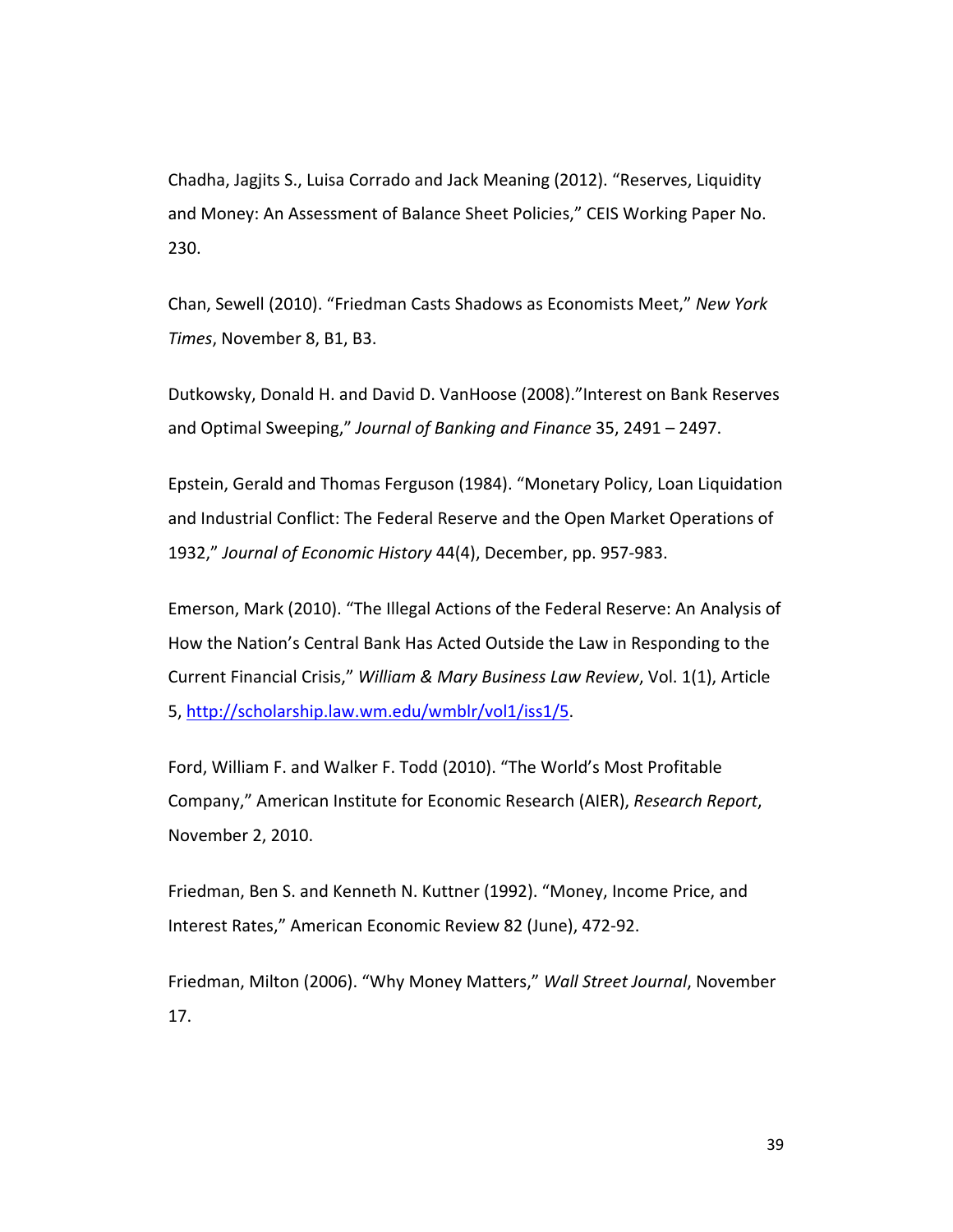Chadha, Jagjits S., Luisa Corrado and Jack Meaning (2012). “Reserves, Liquidity and Money: An Assessment of Balance Sheet Policies,” CEIS Working Paper No. 230.

Chan, Sewell (2010). “Friedman Casts Shadows as Economists Meet,” *New York Times*, November 8, B1, B3.

Dutkowsky, Donald H. and David D. VanHoose (2008).”Interest on Bank Reserves and Optimal Sweeping,” *Journal of Banking and Finance* 35, 2491 – 2497.

Epstein, Gerald and Thomas Ferguson (1984). “Monetary Policy, Loan Liquidation and Industrial Conflict: The Federal Reserve and the Open Market Operations of 1932,” *Journal of Economic History* 44(4), December, pp. 957-983.

Emerson, Mark (2010). “The Illegal Actions of the Federal Reserve: An Analysis of How the Nation’s Central Bank Has Acted Outside the Law in Responding to the Current Financial Crisis,” *William & Mary Business Law Review*, Vol. 1(1), Article 5, http://scholarship.law.wm.edu/wmblr/vol1/iss1/5.

Ford, William F. and Walker F. Todd (2010). “The World’s Most Profitable Company,” American Institute for Economic Research (AIER), *Research Report*, November 2, 2010.

Friedman, Ben S. and Kenneth N. Kuttner (1992). “Money, Income Price, and Interest Rates,” American Economic Review 82 (June), 472-92.

Friedman, Milton (2006). “Why Money Matters,” *Wall Street Journal*, November 17.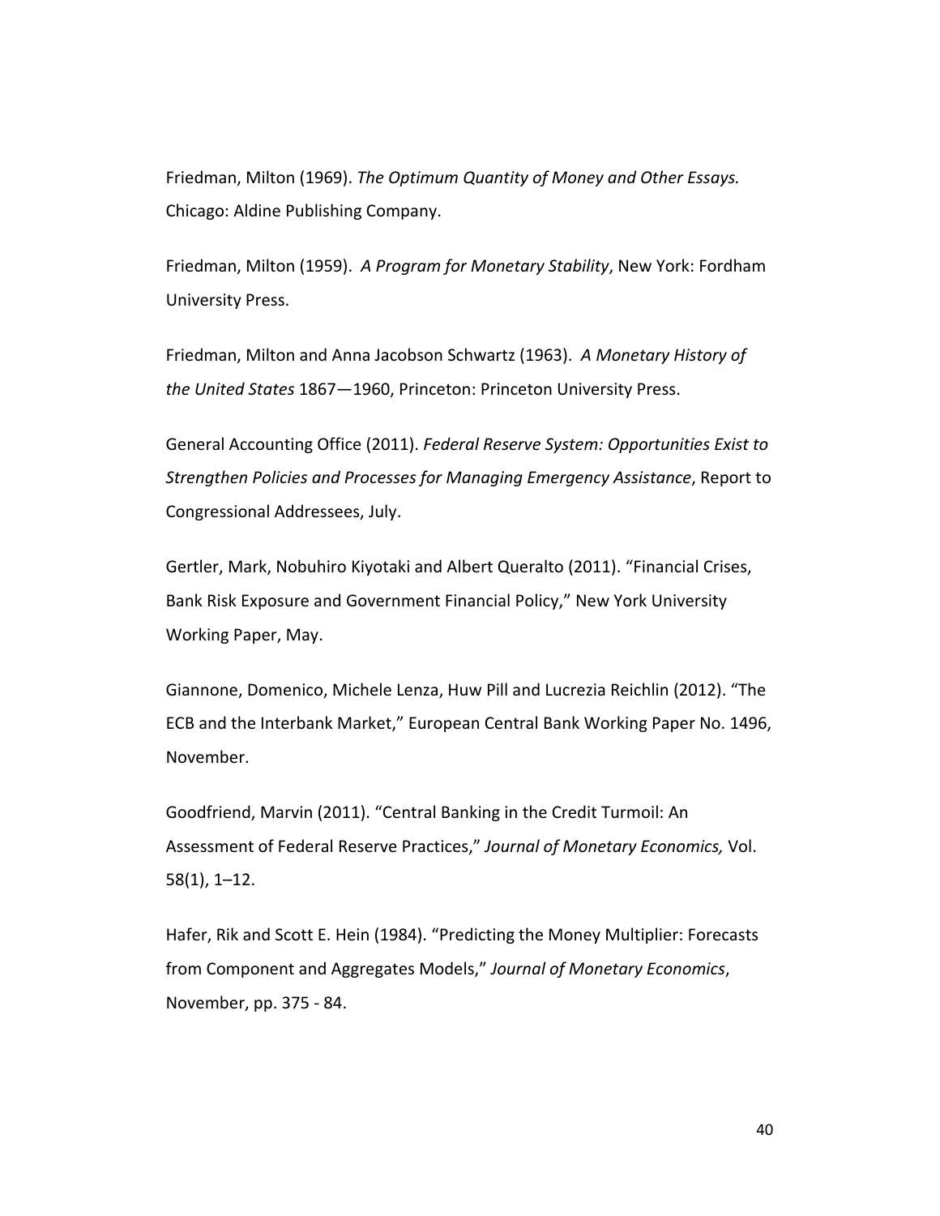Friedman, Milton (1969). *The Optimum Quantity of Money and Other Essays.* Chicago: Aldine Publishing Company.

Friedman, Milton (1959). *A Program for Monetary Stability*, New York: Fordham University Press.

Friedman, Milton and Anna Jacobson Schwartz (1963). *A Monetary History of the United States* 1867—1960, Princeton: Princeton University Press.

General Accounting Office (2011). *Federal Reserve System: Opportunities Exist to Strengthen Policies and Processes for Managing Emergency Assistance*, Report to Congressional Addressees, July.

Gertler, Mark, Nobuhiro Kiyotaki and Albert Queralto (2011). "Financial Crises, Bank Risk Exposure and Government Financial Policy," New York University Working Paper, May.

Giannone, Domenico, Michele Lenza, Huw Pill and Lucrezia Reichlin (2012). "The ECB and the Interbank Market," European Central Bank Working Paper No. 1496, November.

Goodfriend, Marvin (2011). "Central Banking in the Credit Turmoil: An Assessment of Federal Reserve Practices," *Journal of Monetary Economics,* Vol. 58(1), 1–12.

Hafer, Rik and Scott E. Hein (1984). "Predicting the Money Multiplier: Forecasts from Component and Aggregates Models," *Journal of Monetary Economics*, November, pp. 375 - 84.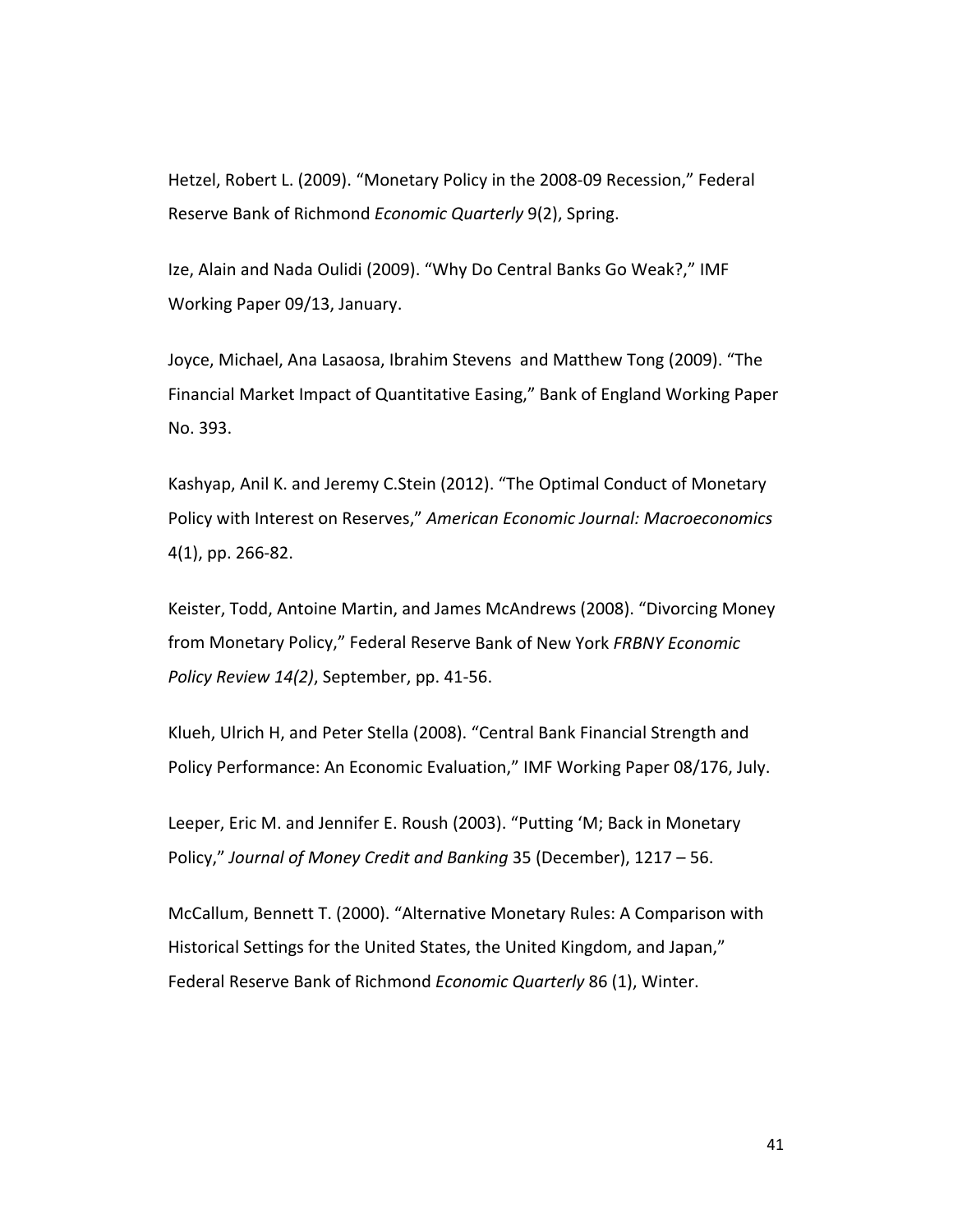Hetzel, Robert L. (2009). "Monetary Policy in the 2008-09 Recession," Federal Reserve Bank of Richmond *Economic Quarterly* 9(2), Spring.

Ize, Alain and Nada Oulidi (2009). "Why Do Central Banks Go Weak?," IMF Working Paper 09/13, January.

Joyce, Michael, Ana Lasaosa, Ibrahim Stevens  and Matthew Tong (2009). "The Financial Market Impact of Quantitative Easing," Bank of England Working Paper No. 393.

Kashyap, Anil K. and Jeremy C.Stein (2012). "The Optimal Conduct of Monetary Policy with Interest on Reserves," *American Economic Journal: Macroeconomics* 4(1), pp. 266-82.

Keister, Todd, Antoine Martin, and James McAndrews (2008). "Divorcing Money from Monetary Policy," Federal Reserve Bank of New York *FRBNY Economic Policy Review 14(2)*, September, pp. 41-56.

Klueh, Ulrich H, and Peter Stella (2008). "Central Bank Financial Strength and Policy Performance: An Economic Evaluation," IMF Working Paper 08/176, July.

Leeper, Eric M. and Jennifer E. Roush (2003). "Putting 'M; Back in Monetary Policy," *Journal of Money Credit and Banking* 35 (December), 1217 – 56.

McCallum, Bennett T. (2000). "Alternative Monetary Rules: A Comparison with Historical Settings for the United States, the United Kingdom, and Japan," Federal Reserve Bank of Richmond *Economic Quarterly* 86 (1), Winter.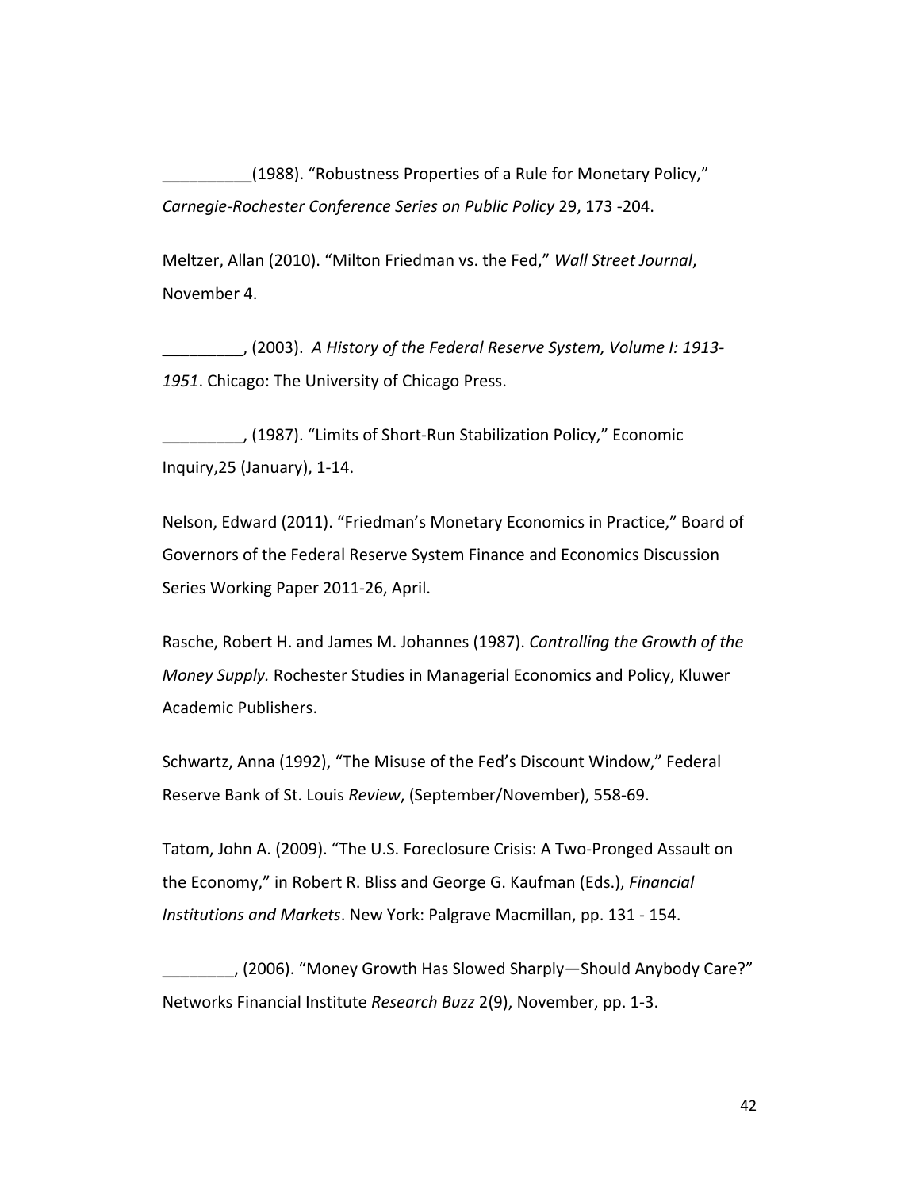__________(1988). “Robustness Properties of a Rule for Monetary Policy,” *Carnegie-Rochester Conference Series on Public Policy* 29, 173 -204.

Meltzer, Allan (2010). “Milton Friedman vs. the Fed,” *Wall Street Journal*, November 4.

_________, (2003). *A History of the Federal Reserve System, Volume I: 1913-1951*. Chicago: The University of Chicago Press.

_________, (1987). “Limits of Short-Run Stabilization Policy,” Economic Inquiry,25 (January), 1-14.

Nelson, Edward (2011). “Friedman’s Monetary Economics in Practice,” Board of Governors of the Federal Reserve System Finance and Economics Discussion Series Working Paper 2011-26, April.

Rasche, Robert H. and James M. Johannes (1987). *Controlling the Growth of the Money Supply.* Rochester Studies in Managerial Economics and Policy, Kluwer Academic Publishers.

Schwartz, Anna (1992), “The Misuse of the Fed’s Discount Window,” Federal Reserve Bank of St. Louis *Review*, (September/November), 558-69.

Tatom, John A. (2009). “The U.S. Foreclosure Crisis: A Two-Pronged Assault on the Economy,” in Robert R. Bliss and George G. Kaufman (Eds.), *Financial Institutions and Markets*. New York: Palgrave Macmillan, pp. 131 - 154.

________, (2006). “Money Growth Has Slowed Sharply—Should Anybody Care?” Networks Financial Institute *Research Buzz* 2(9), November, pp. 1-3.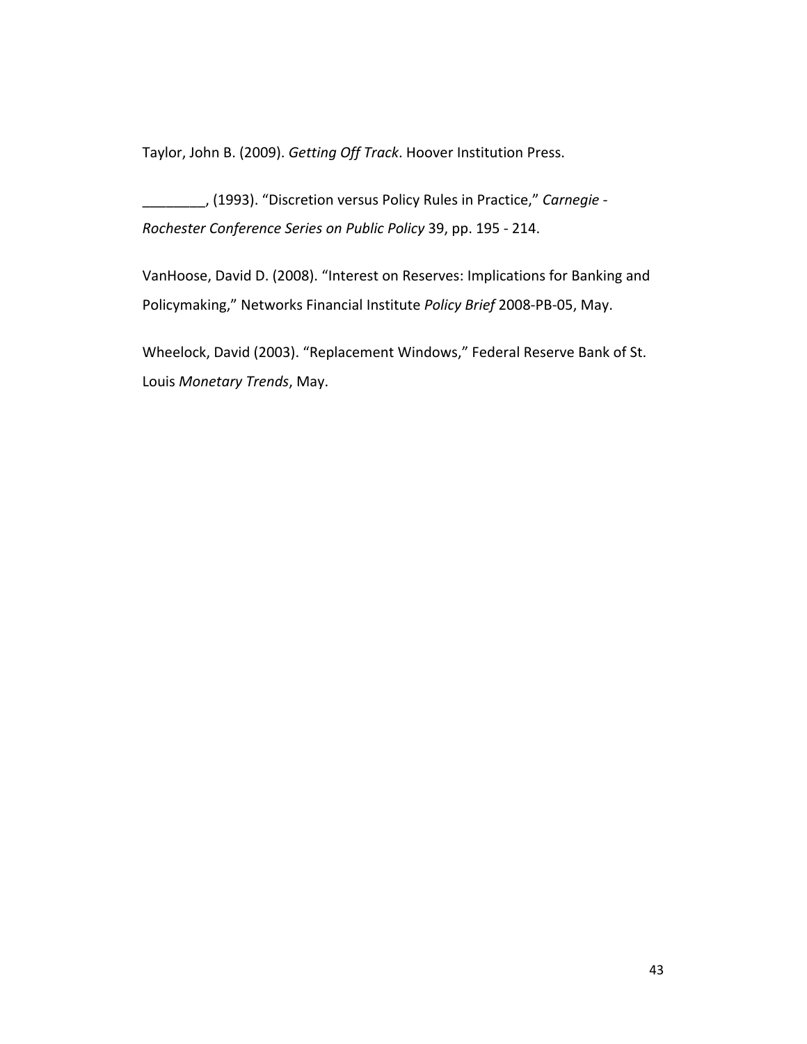Taylor, John B. (2009). *Getting Off Track*. Hoover Institution Press.

________, (1993). "Discretion versus Policy Rules in Practice," *Carnegie - Rochester Conference Series on Public Policy* 39, pp. 195 - 214.

VanHoose, David D. (2008). "Interest on Reserves: Implications for Banking and Policymaking," Networks Financial Institute *Policy Brief* 2008-PB-05, May.

Wheelock, David (2003). "Replacement Windows," Federal Reserve Bank of St. Louis *Monetary Trends*, May.